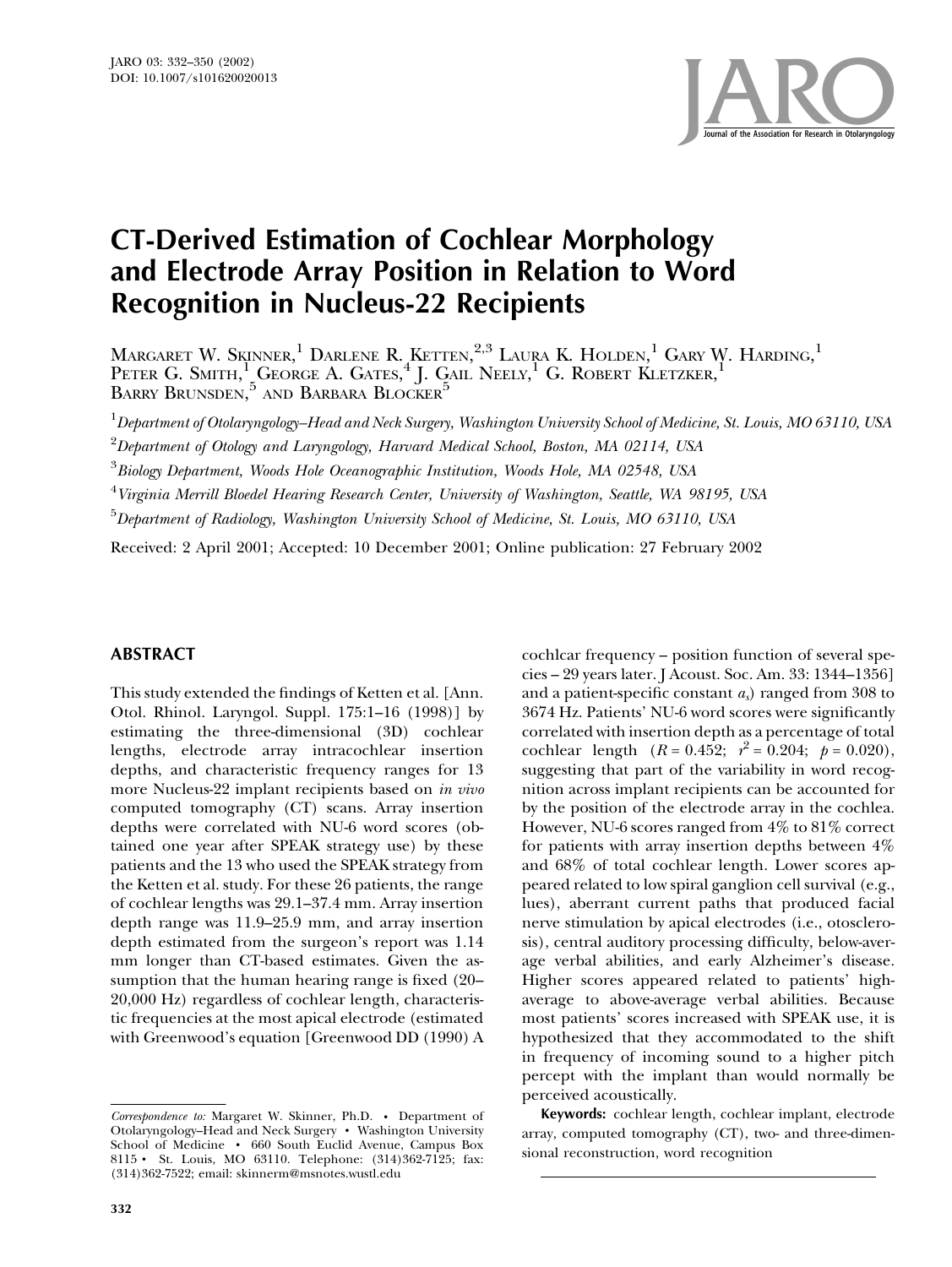# CT-Derived Estimation of Cochlear Morphology and Electrode Array Position in Relation to Word Recognition in Nucleus-22 Recipients

MARGARET W. SKINNER,[1] DARLENE R. KETTEN,[2,3] LAURA K. HOLDEN,[1] GARY W. HARDING,[1] PETER G. SMITH,[1] GEORGE A. GATES,[4] J. GAIL NEELY,[1] G. ROBERT KLETZKER,[1] BARRY BRUNSDEN,[5] AND BARBARA BLOCKER[5]

[1] *Department of Otolaryngology–Head and Neck Surgery, Washington University School of Medicine, St. Louis, MO 63110, USA*

[2] *Department of Otology and Laryngology, Harvard Medical School, Boston, MA 02114, USA*

[3] *Biology Department, Woods Hole Oceanographic Institution, Woods Hole, MA 02548, USA*

[4] *Virginia Merrill Bloedel Hearing Research Center, University of Washington, Seattle, WA 98195, USA*

[5] *Department of Radiology, Washington University School of Medicine, St. Louis, MO 63110, USA*

Received: 2 April 2001; Accepted: 10 December 2001; Online publication: 27 February 2002

## ABSTRACT

This study extended the findings of Ketten et al. [Ann. Otol. Rhinol. Laryngol. Suppl. 175:1–16 (1998)] by estimating the three-dimensional (3D) cochlear lengths, electrode array intracochlear insertion depths, and characteristic frequency ranges for 13 more Nucleus-22 implant recipients based on *in vivo* computed tomography (CT) scans. Array insertion depths were correlated with NU-6 word scores (obtained one year after SPEAK strategy use) by these patients and the 13 who used the SPEAK strategy from the Ketten et al. study. For these 26 patients, the range of cochlear lengths was 29.1–37.4 mm. Array insertion depth range was 11.9–25.9 mm, and array insertion depth estimated from the surgeon's report was 1.14 mm longer than CT-based estimates. Given the assumption that the human hearing range is fixed (20–20,000 Hz) regardless of cochlear length, characteristic frequencies at the most apical electrode (estimated with Greenwood's equation [Greenwood DD (1990) A cochlear frequency – position function of several species – 29 years later. J Acoust. Soc. Am. 33: 1344–1356] and a patient-specific constant $a_s$) ranged from 308 to 3674 Hz. Patients' NU-6 word scores were significantly correlated with insertion depth as a percentage of total cochlear length ($R = 0.452$; $r^2 = 0.204$; $p = 0.020$), suggesting that part of the variability in word recognition across implant recipients can be accounted for by the position of the electrode array in the cochlea. However, NU-6 scores ranged from 4% to 81% correct for patients with array insertion depths between 4% and 68% of total cochlear length. Lower scores appeared related to low spiral ganglion cell survival (e.g., lues), aberrant current paths that produced facial nerve stimulation by apical electrodes (i.e., otosclerosis), central auditory processing difficulty, below-average verbal abilities, and early Alzheimer's disease. Higher scores appeared related to patients' high-average to above-average verbal abilities. Because most patients' scores increased with SPEAK use, it is hypothesized that they accommodated to the shift in frequency of incoming sound to a higher pitch percept with the implant than would normally be perceived acoustically.

**Keywords:** cochlear length, cochlear implant, electrode array, computed tomography (CT), two- and three-dimensional reconstruction, word recognition

*Correspondence to:* Margaret W. Skinner, Ph.D. • Department of Otolaryngology–Head and Neck Surgery • Washington University School of Medicine • 660 South Euclid Avenue, Campus Box 8115 • St. Louis, MO 63110. Telephone: (314)362-7125; fax: (314)362-7522; email: skinnerm@msnotes.wustl.edu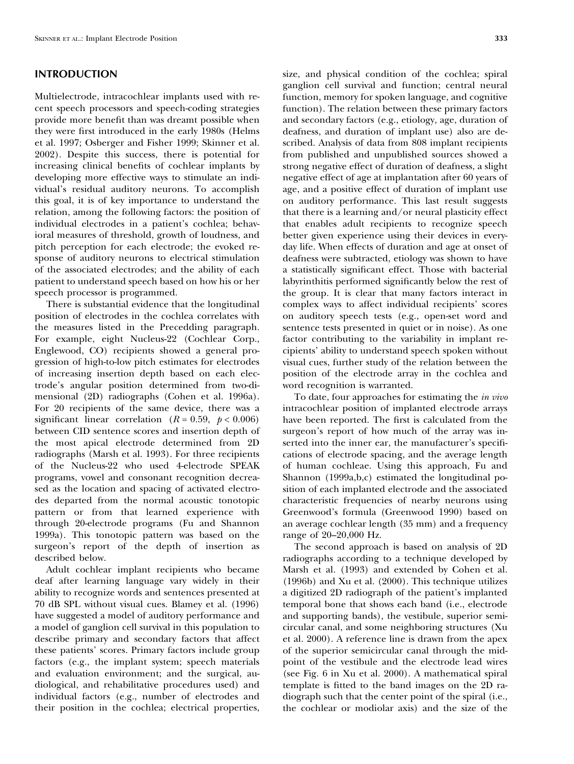## INTRODUCTION

Multielectrode, intracochlear implants used with recent speech processors and speech-coding strategies provide more benefit than was dreamt possible when they were first introduced in the early 1980s (Helms et al. 1997; Osberger and Fisher 1999; Skinner et al. 2002). Despite this success, there is potential for increasing clinical benefits of cochlear implants by developing more effective ways to stimulate an individual's residual auditory neurons. To accomplish this goal, it is of key importance to understand the relation, among the following factors: the position of individual electrodes in a patient's cochlea; behavioral measures of threshold, growth of loudness, and pitch perception for each electrode; the evoked response of auditory neurons to electrical stimulation of the associated electrodes; and the ability of each patient to understand speech based on how his or her speech processor is programmed.

There is substantial evidence that the longitudinal position of electrodes in the cochlea correlates with the measures listed in the Precedding paragraph. For example, eight Nucleus-22 (Cochlear Corp., Englewood, CO) recipients showed a general progression of high-to-low pitch estimates for electrodes of increasing insertion depth based on each electrode's angular position determined from two-dimensional (2D) radiographs (Cohen et al. 1996a). For 20 recipients of the same device, there was a significant linear correlation ($R = 0.59$, $p < 0.006$) between CID sentence scores and insertion depth of the most apical electrode determined from 2D radiographs (Marsh et al. 1993). For three recipients of the Nucleus-22 who used 4-electrode SPEAK programs, vowel and consonant recognition decreased as the location and spacing of activated electrodes departed from the normal acoustic tonotopic pattern or from that learned experience with through 20-electrode programs (Fu and Shannon 1999a). This tonotopic pattern was based on the surgeon's report of the depth of insertion as described below.

Adult cochlear implant recipients who became deaf after learning language vary widely in their ability to recognize words and sentences presented at 70 dB SPL without visual cues. Blamey et al. (1996) have suggested a model of auditory performance and a model of ganglion cell survival in this population to describe primary and secondary factors that affect these patients' scores. Primary factors include group factors (e.g., the implant system; speech materials and evaluation environment; and the surgical, audiological, and rehabilitative procedures used) and individual factors (e.g., number of electrodes and their position in the cochlea; electrical properties, size, and physical condition of the cochlea; spiral ganglion cell survival and function; central neural function, memory for spoken language, and cognitive function). The relation between these primary factors and secondary factors (e.g., etiology, age, duration of deafness, and duration of implant use) also are described. Analysis of data from 808 implant recipients from published and unpublished sources showed a strong negative effect of duration of deafness, a slight negative effect of age at implantation after 60 years of age, and a positive effect of duration of implant use on auditory performance. This last result suggests that there is a learning and/or neural plasticity effect that enables adult recipients to recognize speech better given experience using their devices in everyday life. When effects of duration and age at onset of deafness were subtracted, etiology was shown to have a statistically significant effect. Those with bacterial labyrinthitis performed significantly below the rest of the group. It is clear that many factors interact in complex ways to affect individual recipients' scores on auditory speech tests (e.g., open-set word and sentence tests presented in quiet or in noise). As one factor contributing to the variability in implant recipients' ability to understand speech spoken without visual cues, further study of the relation between the position of the electrode array in the cochlea and word recognition is warranted.

To date, four approaches for estimating the *in vivo* intracochlear position of implanted electrode arrays have been reported. The first is calculated from the surgeon's report of how much of the array was inserted into the inner ear, the manufacturer's specifications of electrode spacing, and the average length of human cochleae. Using this approach, Fu and Shannon (1999a,b,c) estimated the longitudinal position of each implanted electrode and the associated characteristic frequencies of nearby neurons using Greenwood's formula (Greenwood 1990) based on an average cochlear length (35 mm) and a frequency range of 20–20,000 Hz.

The second approach is based on analysis of 2D radiographs according to a technique developed by Marsh et al. (1993) and extended by Cohen et al. (1996b) and Xu et al. (2000). This technique utilizes a digitized 2D radiograph of the patient's implanted temporal bone that shows each band (i.e., electrode and supporting bands), the vestibule, superior semicircular canal, and some neighboring structures (Xu et al. 2000). A reference line is drawn from the apex of the superior semicircular canal through the midpoint of the vestibule and the electrode lead wires (see Fig. 6 in Xu et al. 2000). A mathematical spiral template is fitted to the band images on the 2D radiograph such that the center point of the spiral (i.e., the cochlear or modiolar axis) and the size of the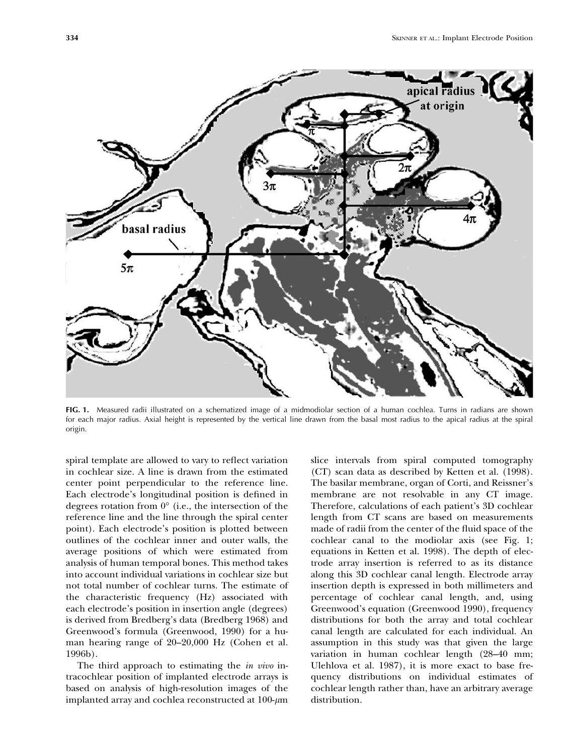FIG. 1. Measured radii illustrated on a schematized image of a midmodiolar section of a human cochlea. Turns in radians are shown for each major radius. Axial height is represented by the vertical line drawn from the basal most radius to the apical radius at the spiral origin.

spiral template are allowed to vary to reflect variation in cochlear size. A line is drawn from the estimated center point perpendicular to the reference line. Each electrode's longitudinal position is defined in degrees rotation from 0° (i.e., the intersection of the reference line and the line through the spiral center point). Each electrode's position is plotted between outlines of the cochlear inner and outer walls, the average positions of which were estimated from analysis of human temporal bones. This method takes into account individual variations in cochlear size but not total number of cochlear turns. The estimate of the characteristic frequency (Hz) associated with each electrode's position in insertion angle (degrees) is derived from Bredberg's data (Bredberg 1968) and Greenwood's formula (Greenwood, 1990) for a human hearing range of 20–20,000 Hz (Cohen et al. 1996b).

The third approach to estimating the *in vivo* intracochlear position of implanted electrode arrays is based on analysis of high-resolution images of the implanted array and cochlea reconstructed at 100-$\mu$m slice intervals from spiral computed tomography (CT) scan data as described by Ketten et al. (1998). The basilar membrane, organ of Corti, and Reissner's membrane are not resolvable in any CT image. Therefore, calculations of each patient's 3D cochlear length from CT scans are based on measurements made of radii from the center of the fluid space of the cochlear canal to the modiolar axis (see Fig. 1; equations in Ketten et al. 1998). The depth of electrode array insertion is referred to as its distance along this 3D cochlear canal length. Electrode array insertion depth is expressed in both millimeters and percentage of cochlear canal length, and, using Greenwood's equation (Greenwood 1990), frequency distributions for both the array and total cochlear canal length are calculated for each individual. An assumption in this study was that given the large variation in human cochlear length (28–40 mm; Ulehlova et al. 1987), it is more exact to base frequency distributions on individual estimates of cochlear length rather than, have an arbitrary average distribution.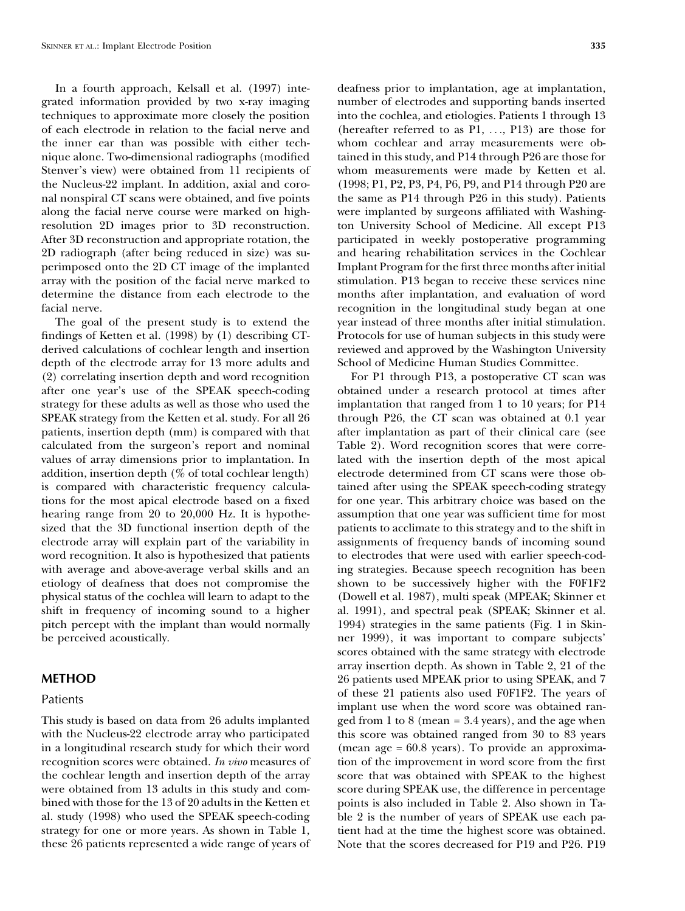In a fourth approach, Kelsall et al. (1997) integrated information provided by two x-ray imaging techniques to approximate more closely the position of each electrode in relation to the facial nerve and the inner ear than was possible with either technique alone. Two-dimensional radiographs (modified Stenver's view) were obtained from 11 recipients of the Nucleus-22 implant. In addition, axial and coronal nonspiral CT scans were obtained, and five points along the facial nerve course were marked on high-resolution 2D images prior to 3D reconstruction. After 3D reconstruction and appropriate rotation, the 2D radiograph (after being reduced in size) was superimposed onto the 2D CT image of the implanted array with the position of the facial nerve marked to determine the distance from each electrode to the facial nerve.

The goal of the present study is to extend the findings of Ketten et al. (1998) by (1) describing CT-derived calculations of cochlear length and insertion depth of the electrode array for 13 more adults and (2) correlating insertion depth and word recognition after one year's use of the SPEAK speech-coding strategy for these adults as well as those who used the SPEAK strategy from the Ketten et al. study. For all 26 patients, insertion depth (mm) is compared with that calculated from the surgeon's report and nominal values of array dimensions prior to implantation. In addition, insertion depth (% of total cochlear length) is compared with characteristic frequency calculations for the most apical electrode based on a fixed hearing range from 20 to 20,000 Hz. It is hypothesized that the 3D functional insertion depth of the electrode array will explain part of the variability in word recognition. It also is hypothesized that patients with average and above-average verbal skills and an etiology of deafness that does not compromise the physical status of the cochlea will learn to adapt to the shift in frequency of incoming sound to a higher pitch percept with the implant than would normally be perceived acoustically.

## METHOD

### Patients

This study is based on data from 26 adults implanted with the Nucleus-22 electrode array who participated in a longitudinal research study for which their word recognition scores were obtained. *In vivo* measures of the cochlear length and insertion depth of the array were obtained from 13 adults in this study and combined with those for the 13 of 20 adults in the Ketten et al. study (1998) who used the SPEAK speech-coding strategy for one or more years. As shown in Table 1, these 26 patients represented a wide range of years of deafness prior to implantation, age at implantation, number of electrodes and supporting bands inserted into the cochlea, and etiologies. Patients 1 through 13 (hereafter referred to as P1, ..., P13) are those for whom cochlear and array measurements were obtained in this study, and P14 through P26 are those for whom measurements were made by Ketten et al. (1998; P1, P2, P3, P4, P6, P9, and P14 through P20 are the same as P14 through P26 in this study). Patients were implanted by surgeons affiliated with Washington University School of Medicine. All except P13 participated in weekly postoperative programming and hearing rehabilitation services in the Cochlear Implant Program for the first three months after initial stimulation. P13 began to receive these services nine months after implantation, and evaluation of word recognition in the longitudinal study began at one year instead of three months after initial stimulation. Protocols for use of human subjects in this study were reviewed and approved by the Washington University School of Medicine Human Studies Committee.

For P1 through P13, a postoperative CT scan was obtained under a research protocol at times after implantation that ranged from 1 to 10 years; for P14 through P26, the CT scan was obtained at 0.1 year after implantation as part of their clinical care (see Table 2). Word recognition scores that were correlated with the insertion depth of the most apical electrode determined from CT scans were those obtained after using the SPEAK speech-coding strategy for one year. This arbitrary choice was based on the assumption that one year was sufficient time for most patients to acclimate to this strategy and to the shift in assignments of frequency bands of incoming sound to electrodes that were used with earlier speech-coding strategies. Because speech recognition has been shown to be successively higher with the F0F1F2 (Dowell et al. 1987), multi speak (MPEAK; Skinner et al. 1991), and spectral peak (SPEAK; Skinner et al. 1994) strategies in the same patients (Fig. 1 in Skinner 1999), it was important to compare subjects' scores obtained with the same strategy with electrode array insertion depth. As shown in Table 2, 21 of the 26 patients used MPEAK prior to using SPEAK, and 7 of these 21 patients also used F0F1F2. The years of implant use when the word score was obtained ranged from 1 to 8 (mean = 3.4 years), and the age when this score was obtained ranged from 30 to 83 years (mean age = 60.8 years). To provide an approximation of the improvement in word score from the first score that was obtained with SPEAK to the highest score during SPEAK use, the difference in percentage points is also included in Table 2. Also shown in Table 2 is the number of years of SPEAK use each patient had at the time the highest score was obtained. Note that the scores decreased for P19 and P26. P19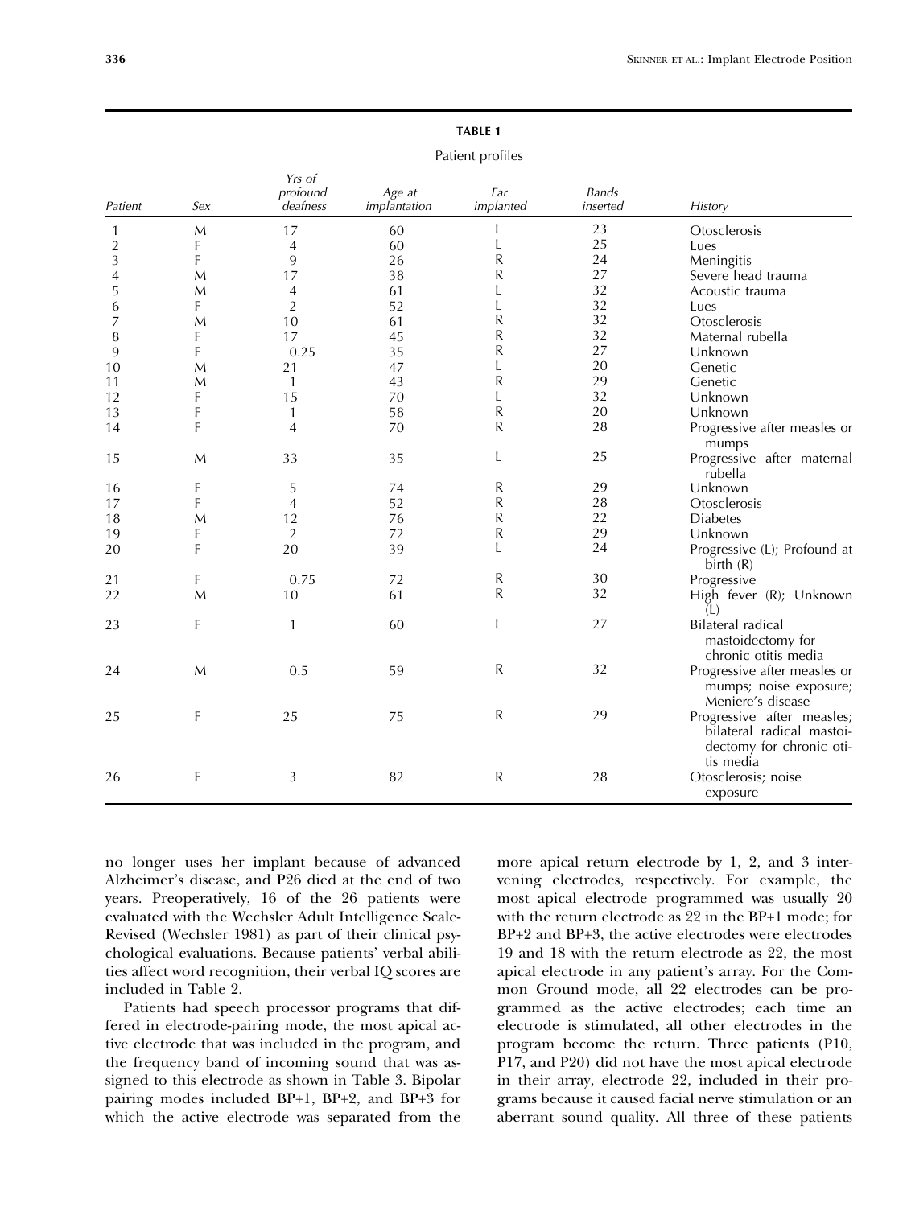**TABLE 1**

Patient profiles

| Patient | Sex | Yrs of profound deafness | Age at implantation | Ear implanted | Bands inserted | History |
|---|---|---|---|---|---|---|
| 1 | M | 17 | 60 | L | 23 | Otosclerosis |
| 2 | F | 4 | 60 | L | 25 | Lues |
| 3 | F | 9 | 26 | R | 24 | Meningitis |
| 4 | M | 17 | 38 | R | 27 | Severe head trauma |
| 5 | M | 4 | 61 | L | 32 | Acoustic trauma |
| 6 | F | 2 | 52 | L | 32 | Lues |
| 7 | M | 10 | 61 | R | 32 | Otosclerosis |
| 8 | F | 17 | 45 | R | 32 | Maternal rubella |
| 9 | F | 0.25 | 35 | R | 27 | Unknown |
| 10 | M | 21 | 47 | L | 20 | Genetic |
| 11 | M | 1 | 43 | R | 29 | Genetic |
| 12 | F | 15 | 70 | L | 32 | Unknown |
| 13 | F | 1 | 58 | R | 20 | Unknown |
| 14 | F | 4 | 70 | R | 28 | Progressive after measles or mumps |
| 15 | M | 33 | 35 | L | 25 | Progressive after maternal rubella |
| 16 | F | 5 | 74 | R | 29 | Unknown |
| 17 | F | 4 | 52 | R | 28 | Otosclerosis |
| 18 | M | 12 | 76 | R | 22 | Diabetes |
| 19 | F | 2 | 72 | R | 29 | Unknown |
| 20 | F | 20 | 39 | L | 24 | Progressive (L); Profound at birth (R) |
| 21 | F | 0.75 | 72 | R | 30 | Progressive |
| 22 | M | 10 | 61 | R | 32 | High fever (R); Unknown (L) |
| 23 | F | 1 | 60 | L | 27 | Bilateral radical mastoidectomy for chronic otitis media |
| 24 | M | 0.5 | 59 | R | 32 | Progressive after measles or mumps; noise exposure; Meniere's disease |
| 25 | F | 25 | 75 | R | 29 | Progressive after measles; bilateral radical mastoidectomy for chronic otitis media |
| 26 | F | 3 | 82 | R | 28 | Otosclerosis; noise exposure |

no longer uses her implant because of advanced Alzheimer's disease, and P26 died at the end of two years. Preoperatively, 16 of the 26 patients were evaluated with the Wechsler Adult Intelligence Scale-Revised (Wechsler 1981) as part of their clinical psychological evaluations. Because patients' verbal abilities affect word recognition, their verbal IQ scores are included in Table 2.

Patients had speech processor programs that differed in electrode-pairing mode, the most apical active electrode that was included in the program, and the frequency band of incoming sound that was assigned to this electrode as shown in Table 3. Bipolar pairing modes included BP+1, BP+2, and BP+3 for which the active electrode was separated from the more apical return electrode by 1, 2, and 3 intervening electrodes, respectively. For example, the most apical electrode programmed was usually 20 with the return electrode as 22 in the BP+1 mode; for BP+2 and BP+3, the active electrodes were electrodes 19 and 18 with the return electrode as 22, the most apical electrode in any patient's array. For the Common Ground mode, all 22 electrodes can be programmed as the active electrodes; each time an electrode is stimulated, all other electrodes in the program become the return. Three patients (P10, P17, and P20) did not have the most apical electrode in their array, electrode 22, included in their programs because it caused facial nerve stimulation or an aberrant sound quality. All three of these patients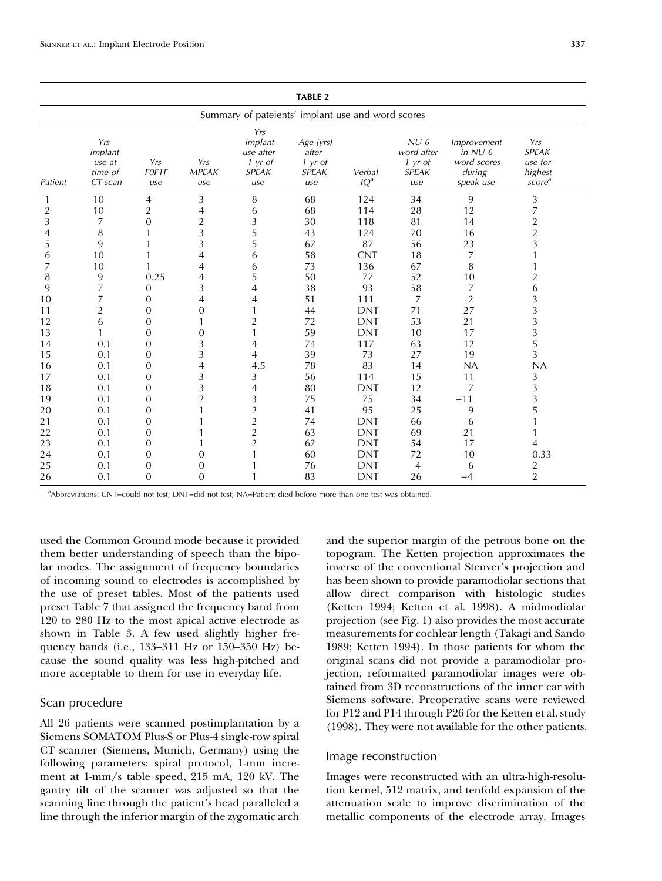**TABLE 2**

Summary of pateients' implant use and word scores

| Patient | Yrs implant use at time of CT scan | Yrs F0F1F use | Yrs MPEAK use | Yrs implant use after 1 yr of SPEAK use | Age (yrs) after 1 yr of SPEAK use | Verbal IQ[a] | NU-6 word after 1 yr of SPEAK use | Improvement in NU-6 word scores during speak use | Yrs SPEAK use for highest score[a] |
|---|---|---|---|---|---|---|---|---|---|
| 1 | 10 | 4 | 3 | 8 | 68 | 124 | 34 | 9 | 3 |
| 2 | 10 | 2 | 4 | 6 | 68 | 114 | 28 | 12 | 7 |
| 3 | 7 | 0 | 2 | 3 | 30 | 118 | 81 | 14 | 2 |
| 4 | 8 | 1 | 3 | 5 | 43 | 124 | 70 | 16 | 2 |
| 5 | 9 | 1 | 3 | 5 | 67 | 87 | 56 | 23 | 3 |
| 6 | 10 | 1 | 4 | 6 | 58 | CNT | 18 | 7 | 1 |
| 7 | 10 | 1 | 4 | 6 | 73 | 136 | 67 | 8 | 1 |
| 8 | 9 | 0.25 | 4 | 5 | 50 | 77 | 52 | 10 | 2 |
| 9 | 7 | 0 | 3 | 4 | 38 | 93 | 58 | 7 | 6 |
| 10 | 7 | 0 | 4 | 4 | 51 | 111 | 7 | 2 | 3 |
| 11 | 2 | 0 | 0 | 1 | 44 | DNT | 71 | 27 | 3 |
| 12 | 6 | 0 | 1 | 2 | 72 | DNT | 53 | 21 | 3 |
| 13 | 1 | 0 | 0 | 1 | 59 | DNT | 10 | 17 | 3 |
| 14 | 0.1 | 0 | 3 | 4 | 74 | 117 | 63 | 12 | 5 |
| 15 | 0.1 | 0 | 3 | 4 | 39 | 73 | 27 | 19 | 3 |
| 16 | 0.1 | 0 | 4 | 4.5 | 78 | 83 | 14 | NA | NA |
| 17 | 0.1 | 0 | 3 | 3 | 56 | 114 | 15 | 11 | 3 |
| 18 | 0.1 | 0 | 3 | 4 | 80 | DNT | 12 | 7 | 3 |
| 19 | 0.1 | 0 | 2 | 3 | 75 | 75 | 34 | −11 | 3 |
| 20 | 0.1 | 0 | 1 | 2 | 41 | 95 | 25 | 9 | 5 |
| 21 | 0.1 | 0 | 1 | 2 | 74 | DNT | 66 | 6 | 1 |
| 22 | 0.1 | 0 | 1 | 2 | 63 | DNT | 69 | 21 | 1 |
| 23 | 0.1 | 0 | 1 | 2 | 62 | DNT | 54 | 17 | 4 |
| 24 | 0.1 | 0 | 0 | 1 | 60 | DNT | 72 | 10 | 0.33 |
| 25 | 0.1 | 0 | 0 | 1 | 76 | DNT | 4 | 6 | 2 |
| 26 | 0.1 | 0 | 0 | 1 | 83 | DNT | 26 | −4 | 2 |

[a]Abbreviations: CNT=could not test; DNT=did not test; NA=Patient died before more than one test was obtained.

used the Common Ground mode because it provided them better understanding of speech than the bipolar modes. The assignment of frequency boundaries of incoming sound to electrodes is accomplished by the use of preset tables. Most of the patients used preset Table 7 that assigned the frequency band from 120 to 280 Hz to the most apical active electrode as shown in Table 3. A few used slightly higher frequency bands (i.e., 133–311 Hz or 150–350 Hz) because the sound quality was less high-pitched and more acceptable to them for use in everyday life.

## Scan procedure

All 26 patients were scanned postimplantation by a Siemens SOMATOM Plus-S or Plus-4 single-row spiral CT scanner (Siemens, Munich, Germany) using the following parameters: spiral protocol, 1-mm increment at 1-mm/s table speed, 215 mA, 120 kV. The gantry tilt of the scanner was adjusted so that the scanning line through the patient's head paralleled a line through the inferior margin of the zygomatic arch and the superior margin of the petrous bone on the topogram. The Ketten projection approximates the inverse of the conventional Stenver's projection and has been shown to provide paramodiolar sections that allow direct comparison with histologic studies (Ketten 1994; Ketten et al. 1998). A midmodiolar projection (see Fig. 1) also provides the most accurate measurements for cochlear length (Takagi and Sando 1989; Ketten 1994). In those patients for whom the original scans did not provide a paramodiolar projection, reformatted paramodiolar images were obtained from 3D reconstructions of the inner ear with Siemens software. Preoperative scans were reviewed for P12 and P14 through P26 for the Ketten et al. study (1998). They were not available for the other patients.

## Image reconstruction

Images were reconstructed with an ultra-high-resolution kernel, 512 matrix, and tenfold expansion of the attenuation scale to improve discrimination of the metallic components of the electrode array. Images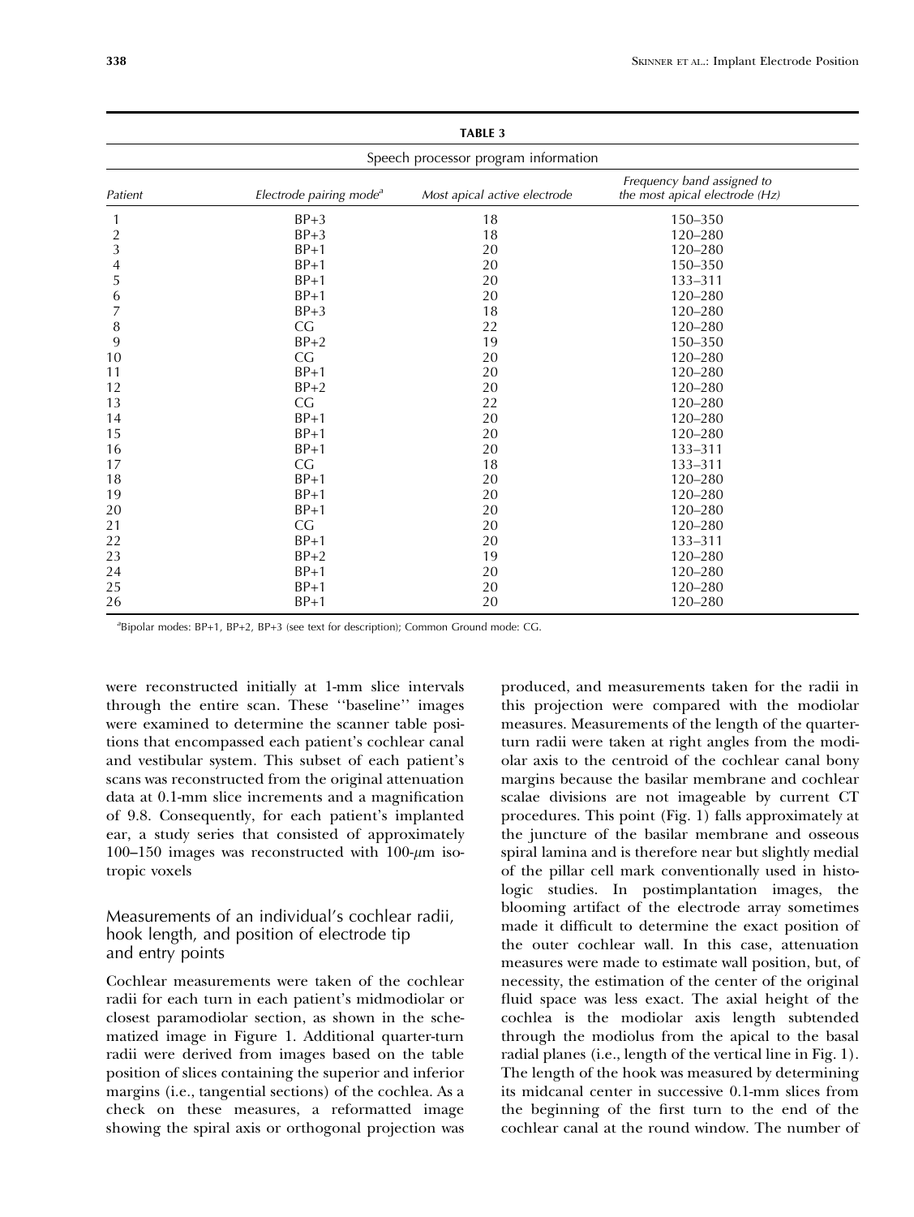**TABLE 3**

Speech processor program information

| *Patient* | *Electrode pairing mode*[a] | *Most apical active electrode* | *Frequency band assigned to the most apical electrode (Hz)* |
|---|---|---|---|
| 1 | BP+3 | 18 | 150–350 |
| 2 | BP+3 | 18 | 120–280 |
| 3 | BP+1 | 20 | 120–280 |
| 4 | BP+1 | 20 | 150–350 |
| 5 | BP+1 | 20 | 133–311 |
| 6 | BP+1 | 20 | 120–280 |
| 7 | BP+3 | 18 | 120–280 |
| 8 | CG | 22 | 120–280 |
| 9 | BP+2 | 19 | 150–350 |
| 10 | CG | 20 | 120–280 |
| 11 | BP+1 | 20 | 120–280 |
| 12 | BP+2 | 20 | 120–280 |
| 13 | CG | 22 | 120–280 |
| 14 | BP+1 | 20 | 120–280 |
| 15 | BP+1 | 20 | 120–280 |
| 16 | BP+1 | 20 | 133–311 |
| 17 | CG | 18 | 133–311 |
| 18 | BP+1 | 20 | 120–280 |
| 19 | BP+1 | 20 | 120–280 |
| 20 | BP+1 | 20 | 120–280 |
| 21 | CG | 20 | 120–280 |
| 22 | BP+1 | 20 | 133–311 |
| 23 | BP+2 | 19 | 120–280 |
| 24 | BP+1 | 20 | 120–280 |
| 25 | BP+1 | 20 | 120–280 |
| 26 | BP+1 | 20 | 120–280 |

[a]Bipolar modes: BP+1, BP+2, BP+3 (see text for description); Common Ground mode: CG.

were reconstructed initially at 1-mm slice intervals through the entire scan. These ''baseline'' images were examined to determine the scanner table positions that encompassed each patient's cochlear canal and vestibular system. This subset of each patient's scans was reconstructed from the original attenuation data at 0.1-mm slice increments and a magnification of 9.8. Consequently, for each patient's implanted ear, a study series that consisted of approximately 100–150 images was reconstructed with 100-$\mu$m isotropic voxels

## Measurements of an individual's cochlear radii, hook length, and position of electrode tip and entry points

Cochlear measurements were taken of the cochlear radii for each turn in each patient's midmodiolar or closest paramodiolar section, as shown in the schematized image in Figure 1. Additional quarter-turn radii were derived from images based on the table position of slices containing the superior and inferior margins (i.e., tangential sections) of the cochlea. As a check on these measures, a reformatted image showing the spiral axis or orthogonal projection was produced, and measurements taken for the radii in this projection were compared with the modiolar measures. Measurements of the length of the quarter-turn radii were taken at right angles from the modiolar axis to the centroid of the cochlear canal bony margins because the basilar membrane and cochlear scalae divisions are not imageable by current CT procedures. This point (Fig. 1) falls approximately at the juncture of the basilar membrane and osseous spiral lamina and is therefore near but slightly medial of the pillar cell mark conventionally used in histologic studies. In postimplantation images, the blooming artifact of the electrode array sometimes made it difficult to determine the exact position of the outer cochlear wall. In this case, attenuation measures were made to estimate wall position, but, of necessity, the estimation of the center of the original fluid space was less exact. The axial height of the cochlea is the modiolar axis length subtended through the modiolus from the apical to the basal radial planes (i.e., length of the vertical line in Fig. 1). The length of the hook was measured by determining its midcanal center in successive 0.1-mm slices from the beginning of the first turn to the end of the cochlear canal at the round window. The number of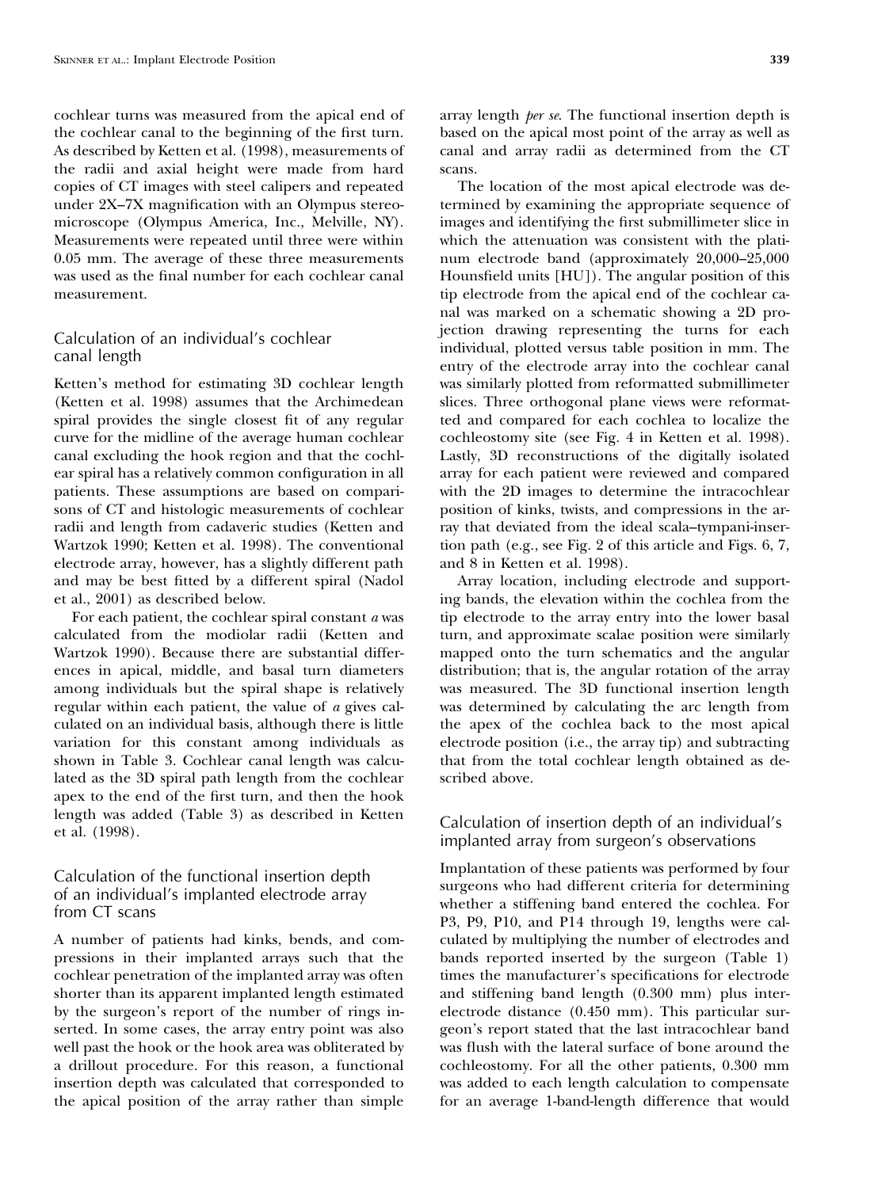cochlear turns was measured from the apical end of the cochlear canal to the beginning of the first turn. As described by Ketten et al. (1998), measurements of the radii and axial height were made from hard copies of CT images with steel calipers and repeated under 2X–7X magnification with an Olympus stereomicroscope (Olympus America, Inc., Melville, NY). Measurements were repeated until three were within 0.05 mm. The average of these three measurements was used as the final number for each cochlear canal measurement.

### Calculation of an individual's cochlear canal length

Ketten's method for estimating 3D cochlear length (Ketten et al. 1998) assumes that the Archimedean spiral provides the single closest fit of any regular curve for the midline of the average human cochlear canal excluding the hook region and that the cochlear spiral has a relatively common configuration in all patients. These assumptions are based on comparisons of CT and histologic measurements of cochlear radii and length from cadaveric studies (Ketten and Wartzok 1990; Ketten et al. 1998). The conventional electrode array, however, has a slightly different path and may be best fitted by a different spiral (Nadol et al., 2001) as described below.

For each patient, the cochlear spiral constant $a$ was calculated from the modiolar radii (Ketten and Wartzok 1990). Because there are substantial differences in apical, middle, and basal turn diameters among individuals but the spiral shape is relatively regular within each patient, the value of $a$ gives calculated on an individual basis, although there is little variation for this constant among individuals as shown in Table 3. Cochlear canal length was calculated as the 3D spiral path length from the cochlear apex to the end of the first turn, and then the hook length was added (Table 3) as described in Ketten et al. (1998).

### Calculation of the functional insertion depth of an individual's implanted electrode array from CT scans

A number of patients had kinks, bends, and compressions in their implanted arrays such that the cochlear penetration of the implanted array was often shorter than its apparent implanted length estimated by the surgeon's report of the number of rings inserted. In some cases, the array entry point was also well past the hook or the hook area was obliterated by a drillout procedure. For this reason, a functional insertion depth was calculated that corresponded to the apical position of the array rather than simple array length *per se*. The functional insertion depth is based on the apical most point of the array as well as canal and array radii as determined from the CT scans.

The location of the most apical electrode was determined by examining the appropriate sequence of images and identifying the first submillimeter slice in which the attenuation was consistent with the platinum electrode band (approximately 20,000–25,000 Hounsfield units [HU]). The angular position of this tip electrode from the apical end of the cochlear canal was marked on a schematic showing a 2D projection drawing representing the turns for each individual, plotted versus table position in mm. The entry of the electrode array into the cochlear canal was similarly plotted from reformatted submillimeter slices. Three orthogonal plane views were reformatted and compared for each cochlea to localize the cochleostomy site (see Fig. 4 in Ketten et al. 1998). Lastly, 3D reconstructions of the digitally isolated array for each patient were reviewed and compared with the 2D images to determine the intracochlear position of kinks, twists, and compressions in the array that deviated from the ideal scala–tympani-insertion path (e.g., see Fig. 2 of this article and Figs. 6, 7, and 8 in Ketten et al. 1998).

Array location, including electrode and supporting bands, the elevation within the cochlea from the tip electrode to the array entry into the lower basal turn, and approximate scalae position were similarly mapped onto the turn schematics and the angular distribution; that is, the angular rotation of the array was measured. The 3D functional insertion length was determined by calculating the arc length from the apex of the cochlea back to the most apical electrode position (i.e., the array tip) and subtracting that from the total cochlear length obtained as described above.

### Calculation of insertion depth of an individual's implanted array from surgeon's observations

Implantation of these patients was performed by four surgeons who had different criteria for determining whether a stiffening band entered the cochlea. For P3, P9, P10, and P14 through 19, lengths were calculated by multiplying the number of electrodes and bands reported inserted by the surgeon (Table 1) times the manufacturer's specifications for electrode and stiffening band length (0.300 mm) plus interelectrode distance (0.450 mm). This particular surgeon's report stated that the last intracochlear band was flush with the lateral surface of bone around the cochleostomy. For all the other patients, 0.300 mm was added to each length calculation to compensate for an average 1-band-length difference that would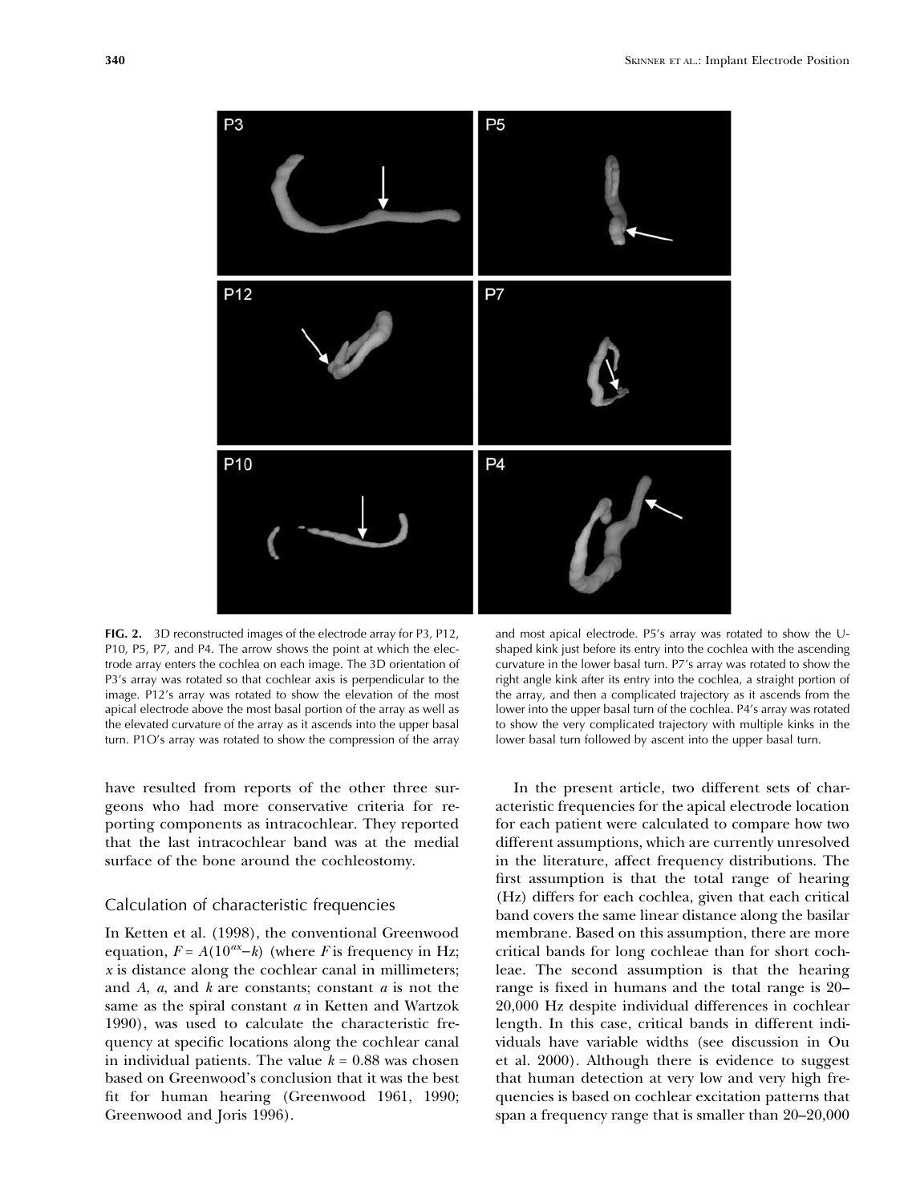**FIG. 2.** 3D reconstructed images of the electrode array for P3, P12, P10, P5, P7, and P4. The arrow shows the point at which the electrode array enters the cochlea on each image. The 3D orientation of P3's array was rotated so that cochlear axis is perpendicular to the image. P12's array was rotated to show the elevation of the most apical electrode above the most basal portion of the array as well as the elevated curvature of the array as it ascends into the upper basal turn. P1O's array was rotated to show the compression of the array and most apical electrode. P5's array was rotated to show the U-shaped kink just before its entry into the cochlea with the ascending curvature in the lower basal turn. P7's array was rotated to show the right angle kink after its entry into the cochlea, a straight portion of the array, and then a complicated trajectory as it ascends from the lower into the upper basal turn of the cochlea. P4's array was rotated to show the very complicated trajectory with multiple kinks in the lower basal turn followed by ascent into the upper basal turn.

have resulted from reports of the other three surgeons who had more conservative criteria for reporting components as intracochlear. They reported that the last intracochlear band was at the medial surface of the bone around the cochleostomy.

### Calculation of characteristic frequencies

In Ketten et al. (1998), the conventional Greenwood equation, $F = A(10^{ax}-k)$ (where $F$ is frequency in Hz; $x$ is distance along the cochlear canal in millimeters; and $A$, $a$, and $k$ are constants; constant $a$ is not the same as the spiral constant $a$ in Ketten and Wartzok 1990), was used to calculate the characteristic frequency at specific locations along the cochlear canal in individual patients. The value $k = 0.88$ was chosen based on Greenwood's conclusion that it was the best fit for human hearing (Greenwood 1961, 1990; Greenwood and Joris 1996).

In the present article, two different sets of characteristic frequencies for the apical electrode location for each patient were calculated to compare how two different assumptions, which are currently unresolved in the literature, affect frequency distributions. The first assumption is that the total range of hearing (Hz) differs for each cochlea, given that each critical band covers the same linear distance along the basilar membrane. Based on this assumption, there are more critical bands for long cochleae than for short cochleae. The second assumption is that the hearing range is fixed in humans and the total range is 20–20,000 Hz despite individual differences in cochlear length. In this case, critical bands in different individuals have variable widths (see discussion in Ou et al. 2000). Although there is evidence to suggest that human detection at very low and very high frequencies is based on cochlear excitation patterns that span a frequency range that is smaller than 20–20,000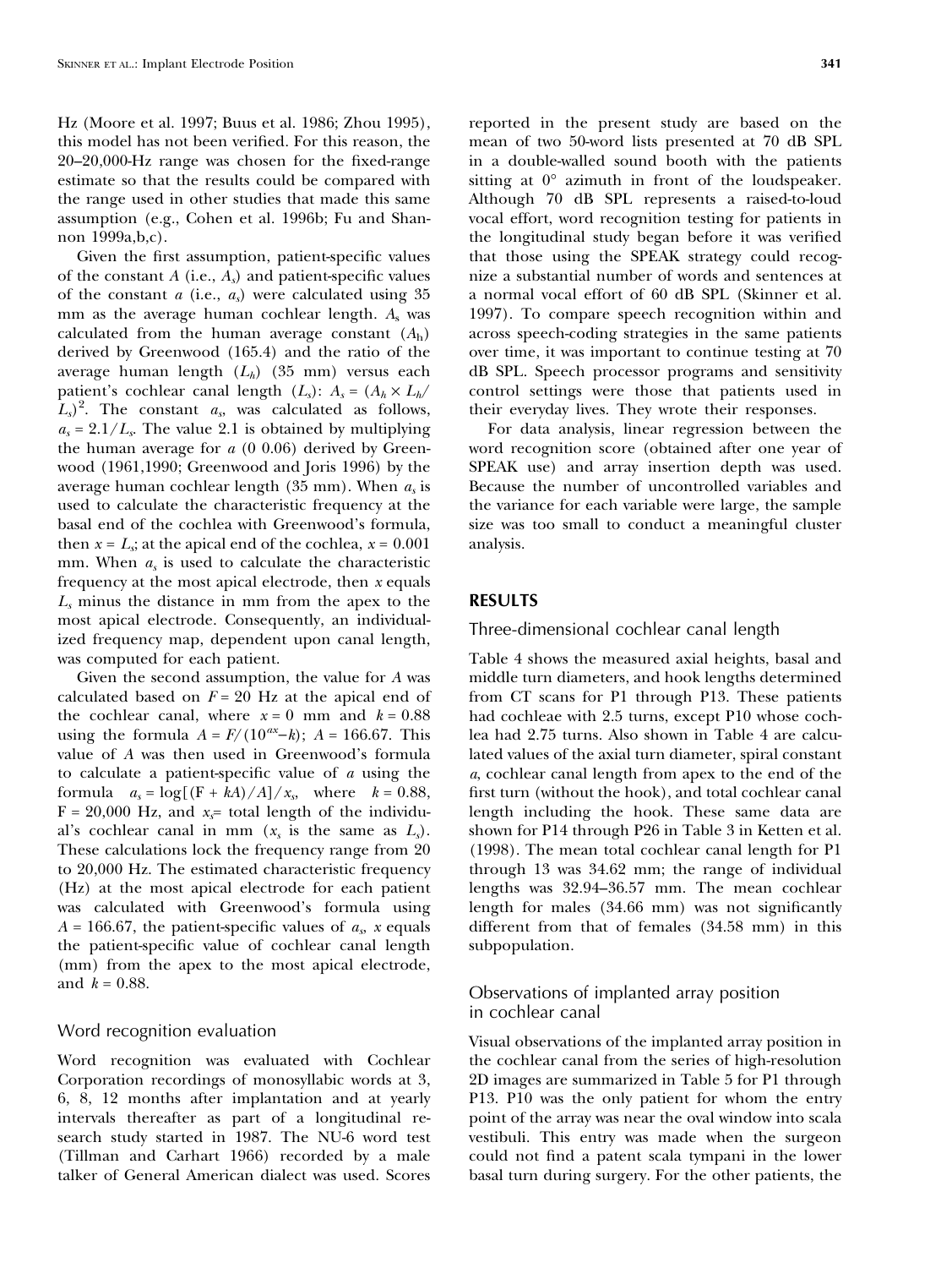Hz (Moore et al. 1997; Buus et al. 1986; Zhou 1995), this model has not been verified. For this reason, the 20–20,000-Hz range was chosen for the fixed-range estimate so that the results could be compared with the range used in other studies that made this same assumption (e.g., Cohen et al. 1996b; Fu and Shannon 1999a,b,c).

Given the first assumption, patient-specific values of the constant $A$ (i.e., $A_s$) and patient-specific values of the constant $a$ (i.e., $a_s$) were calculated using 35 mm as the average human cochlear length. $A_s$ was calculated from the human average constant ($A_h$) derived by Greenwood (165.4) and the ratio of the average human length ($L_h$) (35 mm) versus each patient's cochlear canal length ($L_s$): $A_s = (A_h \times L_h/L_s)^2$. The constant $a_s$, was calculated as follows, $a_s = 2.1/L_s$. The value 2.1 is obtained by multiplying the human average for $a$ (0 0.06) derived by Greenwood (1961,1990; Greenwood and Joris 1996) by the average human cochlear length (35 mm). When $a_s$ is used to calculate the characteristic frequency at the basal end of the cochlea with Greenwood's formula, then $x = L_s$; at the apical end of the cochlea, $x = 0.001$ mm. When $a_s$ is used to calculate the characteristic frequency at the most apical electrode, then $x$ equals $L_s$ minus the distance in mm from the apex to the most apical electrode. Consequently, an individualized frequency map, dependent upon canal length, was computed for each patient.

Given the second assumption, the value for $A$ was calculated based on $F = 20$ Hz at the apical end of the cochlear canal, where $x = 0$ mm and $k = 0.88$ using the formula $A = F/(10^{ax} - k)$; $A = 166.67$. This value of $A$ was then used in Greenwood's formula to calculate a patient-specific value of $a$ using the formula $a_s = \log[(F + kA)/A]/x_s$, where $k = 0.88$, $F = 20{,}000$ Hz, and $x_s$= total length of the individual's cochlear canal in mm ($x_s$ is the same as $L_s$). These calculations lock the frequency range from 20 to 20,000 Hz. The estimated characteristic frequency (Hz) at the most apical electrode for each patient was calculated with Greenwood's formula using $A = 166.67$, the patient-specific values of $a_s$, $x$ equals the patient-specific value of cochlear canal length (mm) from the apex to the most apical electrode, and $k = 0.88$.

### Word recognition evaluation

Word recognition was evaluated with Cochlear Corporation recordings of monosyllabic words at 3, 6, 8, 12 months after implantation and at yearly intervals thereafter as part of a longitudinal research study started in 1987. The NU-6 word test (Tillman and Carhart 1966) recorded by a male talker of General American dialect was used. Scores reported in the present study are based on the mean of two 50-word lists presented at 70 dB SPL in a double-walled sound booth with the patients sitting at 0° azimuth in front of the loudspeaker. Although 70 dB SPL represents a raised-to-loud vocal effort, word recognition testing for patients in the longitudinal study began before it was verified that those using the SPEAK strategy could recognize a substantial number of words and sentences at a normal vocal effort of 60 dB SPL (Skinner et al. 1997). To compare speech recognition within and across speech-coding strategies in the same patients over time, it was important to continue testing at 70 dB SPL. Speech processor programs and sensitivity control settings were those that patients used in their everyday lives. They wrote their responses.

For data analysis, linear regression between the word recognition score (obtained after one year of SPEAK use) and array insertion depth was used. Because the number of uncontrolled variables and the variance for each variable were large, the sample size was too small to conduct a meaningful cluster analysis.

## RESULTS

### Three-dimensional cochlear canal length

Table 4 shows the measured axial heights, basal and middle turn diameters, and hook lengths determined from CT scans for P1 through P13. These patients had cochleae with 2.5 turns, except P10 whose cochlea had 2.75 turns. Also shown in Table 4 are calculated values of the axial turn diameter, spiral constant $a$, cochlear canal length from apex to the end of the first turn (without the hook), and total cochlear canal length including the hook. These same data are shown for P14 through P26 in Table 3 in Ketten et al. (1998). The mean total cochlear canal length for P1 through 13 was 34.62 mm; the range of individual lengths was 32.94–36.57 mm. The mean cochlear length for males (34.66 mm) was not significantly different from that of females (34.58 mm) in this subpopulation.

### Observations of implanted array position in cochlear canal

Visual observations of the implanted array position in the cochlear canal from the series of high-resolution 2D images are summarized in Table 5 for P1 through P13. P10 was the only patient for whom the entry point of the array was near the oval window into scala vestibuli. This entry was made when the surgeon could not find a patent scala tympani in the lower basal turn during surgery. For the other patients, the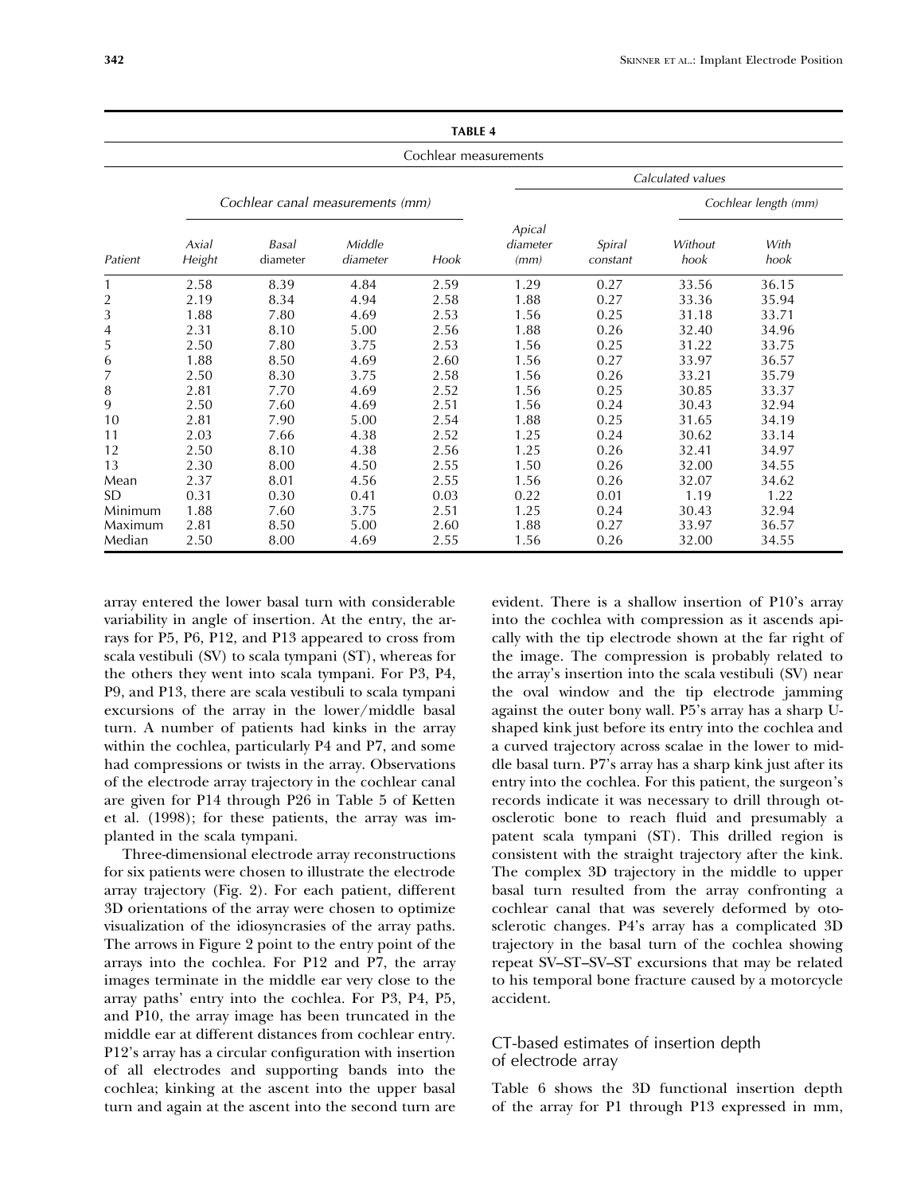**TABLE 4**

Cochlear measurements

| Patient | Cochlear canal measurements (mm) | | | | Calculated values | | | |
|---|---|---|---|---|---|---|---|---|
| | | | | | | | Cochlear length (mm) | |
| | Axial Height | Basal diameter | Middle diameter | Hook | Apical diameter (mm) | Spiral constant | Without hook | With hook |
| 1 | 2.58 | 8.39 | 4.84 | 2.59 | 1.29 | 0.27 | 33.56 | 36.15 |
| 2 | 2.19 | 8.34 | 4.94 | 2.58 | 1.88 | 0.27 | 33.36 | 35.94 |
| 3 | 1.88 | 7.80 | 4.69 | 2.53 | 1.56 | 0.25 | 31.18 | 33.71 |
| 4 | 2.31 | 8.10 | 5.00 | 2.56 | 1.88 | 0.26 | 32.40 | 34.96 |
| 5 | 2.50 | 7.80 | 3.75 | 2.53 | 1.56 | 0.25 | 31.22 | 33.75 |
| 6 | 1.88 | 8.50 | 4.69 | 2.60 | 1.56 | 0.27 | 33.97 | 36.57 |
| 7 | 2.50 | 8.30 | 3.75 | 2.58 | 1.56 | 0.26 | 33.21 | 35.79 |
| 8 | 2.81 | 7.70 | 4.69 | 2.52 | 1.56 | 0.25 | 30.85 | 33.37 |
| 9 | 2.50 | 7.60 | 4.69 | 2.51 | 1.56 | 0.24 | 30.43 | 32.94 |
| 10 | 2.81 | 7.90 | 5.00 | 2.54 | 1.88 | 0.25 | 31.65 | 34.19 |
| 11 | 2.03 | 7.66 | 4.38 | 2.52 | 1.25 | 0.24 | 30.62 | 33.14 |
| 12 | 2.50 | 8.10 | 4.38 | 2.56 | 1.25 | 0.26 | 32.41 | 34.97 |
| 13 | 2.30 | 8.00 | 4.50 | 2.55 | 1.50 | 0.26 | 32.00 | 34.55 |
| Mean | 2.37 | 8.01 | 4.56 | 2.55 | 1.56 | 0.26 | 32.07 | 34.62 |
| SD | 0.31 | 0.30 | 0.41 | 0.03 | 0.22 | 0.01 | 1.19 | 1.22 |
| Minimum | 1.88 | 7.60 | 3.75 | 2.51 | 1.25 | 0.24 | 30.43 | 32.94 |
| Maximum | 2.81 | 8.50 | 5.00 | 2.60 | 1.88 | 0.27 | 33.97 | 36.57 |
| Median | 2.50 | 8.00 | 4.69 | 2.55 | 1.56 | 0.26 | 32.00 | 34.55 |

array entered the lower basal turn with considerable variability in angle of insertion. At the entry, the arrays for P5, P6, P12, and P13 appeared to cross from scala vestibuli (SV) to scala tympani (ST), whereas for the others they went into scala tympani. For P3, P4, P9, and P13, there are scala vestibuli to scala tympani excursions of the array in the lower/middle basal turn. A number of patients had kinks in the array within the cochlea, particularly P4 and P7, and some had compressions or twists in the array. Observations of the electrode array trajectory in the cochlear canal are given for P14 through P26 in Table 5 of Ketten et al. (1998); for these patients, the array was implanted in the scala tympani.

Three-dimensional electrode array reconstructions for six patients were chosen to illustrate the electrode array trajectory (Fig. 2). For each patient, different 3D orientations of the array were chosen to optimize visualization of the idiosyncrasies of the array paths. The arrows in Figure 2 point to the entry point of the arrays into the cochlea. For P12 and P7, the array images terminate in the middle ear very close to the array paths' entry into the cochlea. For P3, P4, P5, and P10, the array image has been truncated in the middle ear at different distances from cochlear entry. P12's array has a circular configuration with insertion of all electrodes and supporting bands into the cochlea; kinking at the ascent into the upper basal turn and again at the ascent into the second turn are evident. There is a shallow insertion of P10's array into the cochlea with compression as it ascends apically with the tip electrode shown at the far right of the image. The compression is probably related to the array's insertion into the scala vestibuli (SV) near the oval window and the tip electrode jamming against the outer bony wall. P5's array has a sharp U-shaped kink just before its entry into the cochlea and a curved trajectory across scalae in the lower to middle basal turn. P7's array has a sharp kink just after its entry into the cochlea. For this patient, the surgeon's records indicate it was necessary to drill through otosclerotic bone to reach fluid and presumably a patent scala tympani (ST). This drilled region is consistent with the straight trajectory after the kink. The complex 3D trajectory in the middle to upper basal turn resulted from the array confronting a cochlear canal that was severely deformed by otosclerotic changes. P4's array has a complicated 3D trajectory in the basal turn of the cochlea showing repeat SV–ST–SV–ST excursions that may be related to his temporal bone fracture caused by a motorcycle accident.

## CT-based estimates of insertion depth of electrode array

Table 6 shows the 3D functional insertion depth of the array for P1 through P13 expressed in mm,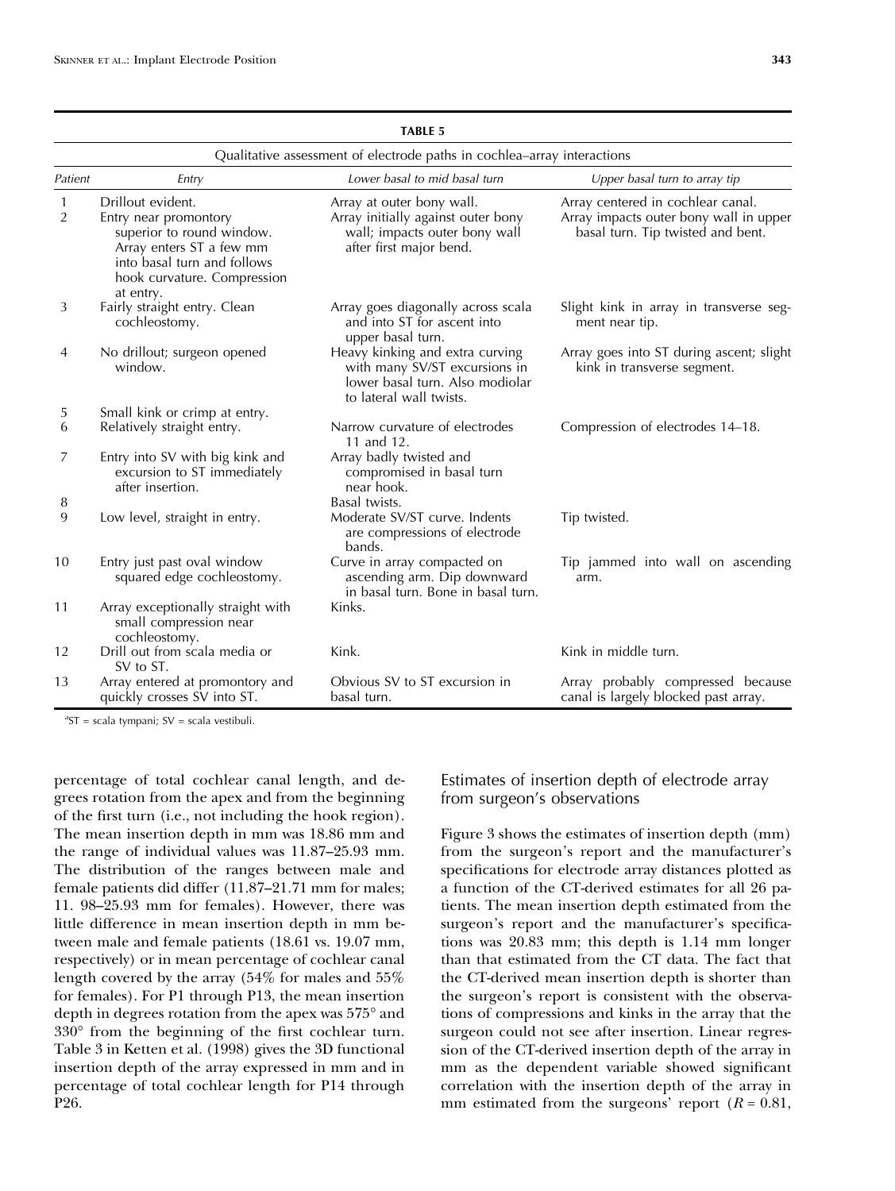**TABLE 5**

Qualitative assessment of electrode paths in cochlea–array interactions

| Patient | Entry | Lower basal to mid basal turn | Upper basal turn to array tip |
|---|---|---|---|
| 1 | Drillout evident. | Array at outer bony wall. | Array centered in cochlear canal. |
| 2 | Entry near promontory superior to round window. Array enters ST a few mm into basal turn and follows hook curvature. Compression at entry. | Array initially against outer bony wall; impacts outer bony wall after first major bend. | Array impacts outer bony wall in upper basal turn. Tip twisted and bent. |
| 3 | Fairly straight entry. Clean cochleostomy. | Array goes diagonally across scala and into ST for ascent into upper basal turn. | Slight kink in array in transverse segment near tip. |
| 4 | No drillout; surgeon opened window. | Heavy kinking and extra curving with many SV/ST excursions in lower basal turn. Also modiolar to lateral wall twists. | Array goes into ST during ascent; slight kink in transverse segment. |
| 5 | Small kink or crimp at entry. | | |
| 6 | Relatively straight entry. | Narrow curvature of electrodes 11 and 12. | Compression of electrodes 14–18. |
| 7 | Entry into SV with big kink and excursion to ST immediately after insertion. | Array badly twisted and compromised in basal turn near hook. | |
| 8 | | Basal twists. | |
| 9 | Low level, straight in entry. | Moderate SV/ST curve. Indents are compressions of electrode bands. | Tip twisted. |
| 10 | Entry just past oval window squared edge cochleostomy. | Curve in array compacted on ascending arm. Dip downward in basal turn. Bone in basal turn. | Tip jammed into wall on ascending arm. |
| 11 | Array exceptionally straight with small compression near cochleostomy. | Kinks. | |
| 12 | Drill out from scala media or SV to ST. | Kink. | Kink in middle turn. |
| 13 | Array entered at promontory and quickly crosses SV into ST. | Obvious SV to ST excursion in basal turn. | Array probably compressed because canal is largely blocked past array. |

[a]ST = scala tympani; SV = scala vestibuli.

percentage of total cochlear canal length, and degrees rotation from the apex and from the beginning of the first turn (i.e., not including the hook region). The mean insertion depth in mm was 18.86 mm and the range of individual values was 11.87–25.93 mm. The distribution of the ranges between male and female patients did differ (11.87–21.71 mm for males; 11. 98–25.93 mm for females). However, there was little difference in mean insertion depth in mm between male and female patients (18.61 vs. 19.07 mm, respectively) or in mean percentage of cochlear canal length covered by the array (54% for males and 55% for females). For P1 through P13, the mean insertion depth in degrees rotation from the apex was 575° and 330° from the beginning of the first cochlear turn. Table 3 in Ketten et al. (1998) gives the 3D functional insertion depth of the array expressed in mm and in percentage of total cochlear length for P14 through P26.

## Estimates of insertion depth of electrode array from surgeon's observations

Figure 3 shows the estimates of insertion depth (mm) from the surgeon's report and the manufacturer's specifications for electrode array distances plotted as a function of the CT-derived estimates for all 26 patients. The mean insertion depth estimated from the surgeon's report and the manufacturer's specifications was 20.83 mm; this depth is 1.14 mm longer than that estimated from the CT data. The fact that the CT-derived mean insertion depth is shorter than the surgeon's report is consistent with the observations of compressions and kinks in the array that the surgeon could not see after insertion. Linear regression of the CT-derived insertion depth of the array in mm as the dependent variable showed significant correlation with the insertion depth of the array in mm estimated from the surgeons' report ($R = 0.81$,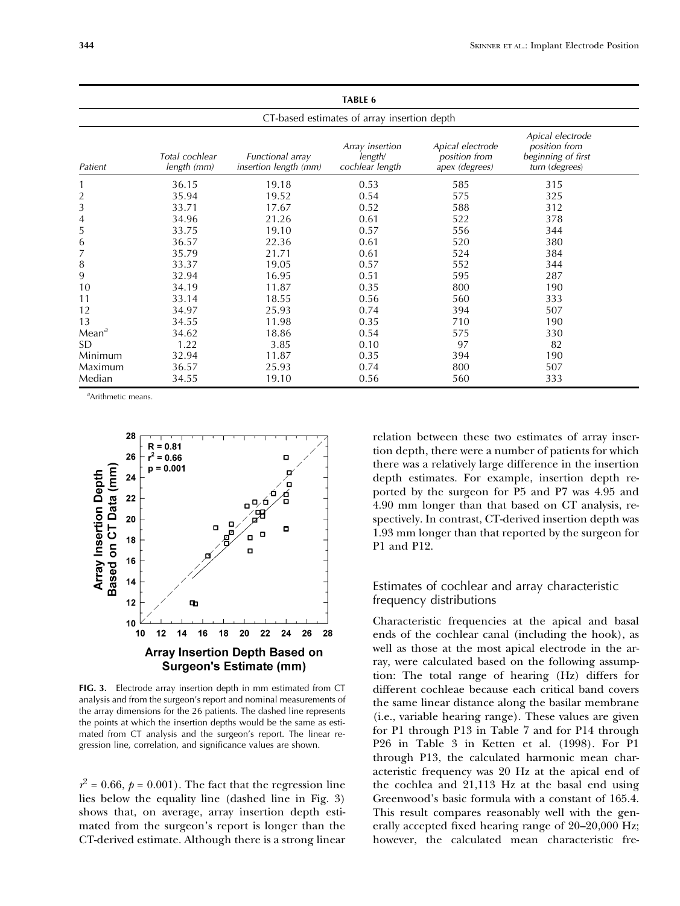**TABLE 6**

CT-based estimates of array insertion depth

| Patient | Total cochlear length (mm) | Functional array insertion length (mm) | Array insertion length/ cochlear length | Apical electrode position from apex (degrees) | Apical electrode position from beginning of first turn (degrees) |
|---|---|---|---|---|---|
| 1 | 36.15 | 19.18 | 0.53 | 585 | 315 |
| 2 | 35.94 | 19.52 | 0.54 | 575 | 325 |
| 3 | 33.71 | 17.67 | 0.52 | 588 | 312 |
| 4 | 34.96 | 21.26 | 0.61 | 522 | 378 |
| 5 | 33.75 | 19.10 | 0.57 | 556 | 344 |
| 6 | 36.57 | 22.36 | 0.61 | 520 | 380 |
| 7 | 35.79 | 21.71 | 0.61 | 524 | 384 |
| 8 | 33.37 | 19.05 | 0.57 | 552 | 344 |
| 9 | 32.94 | 16.95 | 0.51 | 595 | 287 |
| 10 | 34.19 | 11.87 | 0.35 | 800 | 190 |
| 11 | 33.14 | 18.55 | 0.56 | 560 | 333 |
| 12 | 34.97 | 25.93 | 0.74 | 394 | 507 |
| 13 | 34.55 | 11.98 | 0.35 | 710 | 190 |
| Mean[a] | 34.62 | 18.86 | 0.54 | 575 | 330 |
| SD | 1.22 | 3.85 | 0.10 | 97 | 82 |
| Minimum | 32.94 | 11.87 | 0.35 | 394 | 190 |
| Maximum | 36.57 | 25.93 | 0.74 | 800 | 507 |
| Median | 34.55 | 19.10 | 0.56 | 560 | 333 |

[a]Arithmetic means.

**FIG. 3.** Electrode array insertion depth in mm estimated from CT analysis and from the surgeon's report and nominal measurements of the array dimensions for the 26 patients. The dashed line represents the points at which the insertion depths would be the same as estimated from CT analysis and the surgeon's report. The linear regression line, correlation, and significance values are shown.

$r^2 = 0.66$, $p = 0.001$). The fact that the regression line lies below the equality line (dashed line in Fig. 3) shows that, on average, array insertion depth estimated from the surgeon's report is longer than the CT-derived estimate. Although there is a strong linear relation between these two estimates of array insertion depth, there were a number of patients for which there was a relatively large difference in the insertion depth estimates. For example, insertion depth reported by the surgeon for P5 and P7 was 4.95 and 4.90 mm longer than that based on CT analysis, respectively. In contrast, CT-derived insertion depth was 1.93 mm longer than that reported by the surgeon for P1 and P12.

## Estimates of cochlear and array characteristic frequency distributions

Characteristic frequencies at the apical and basal ends of the cochlear canal (including the hook), as well as those at the most apical electrode in the array, were calculated based on the following assumption: The total range of hearing (Hz) differs for different cochleae because each critical band covers the same linear distance along the basilar membrane (i.e., variable hearing range). These values are given for P1 through P13 in Table 7 and for P14 through P26 in Table 3 in Ketten et al. (1998). For P1 through P13, the calculated harmonic mean characteristic frequency was 20 Hz at the apical end of the cochlea and 21,113 Hz at the basal end using Greenwood's basic formula with a constant of 165.4. This result compares reasonably well with the generally accepted fixed hearing range of 20–20,000 Hz; however, the calculated mean characteristic fre-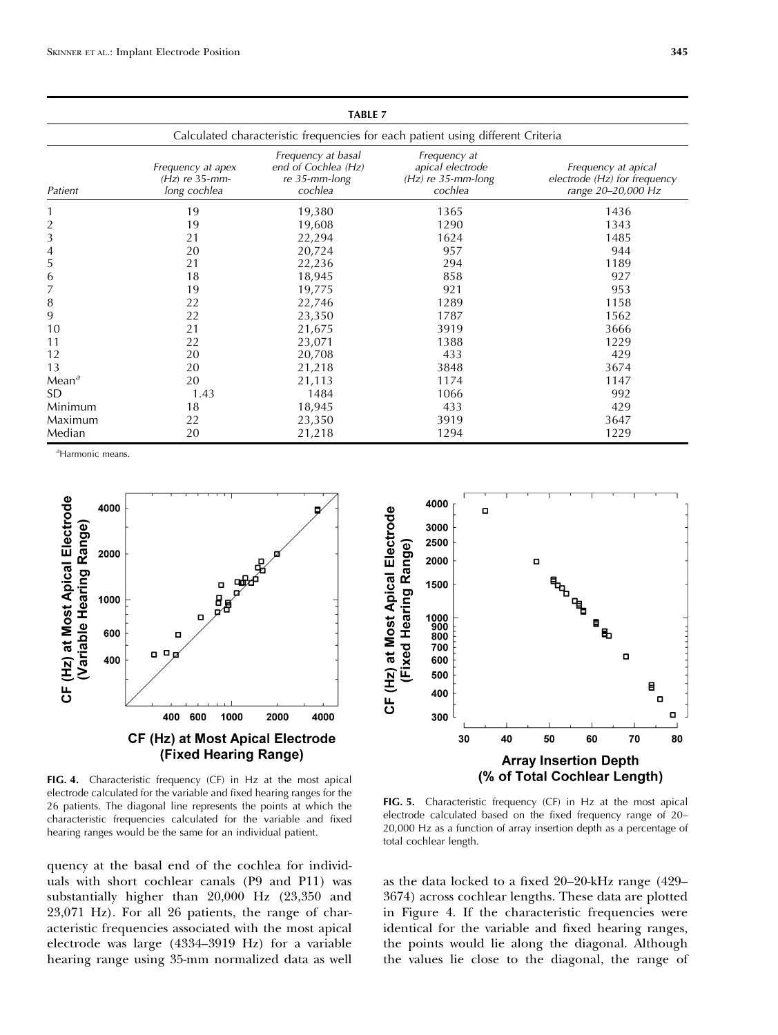**TABLE 7**

Calculated characteristic frequencies for each patient using different Criteria

| Patient | Frequency at apex (Hz) re 35-mm-long cochlea | Frequency at basal end of Cochlea (Hz) re 35-mm-long cochlea | Frequency at apical electrode (Hz) re 35-mm-long cochlea | Frequency at apical electrode (Hz) for frequency range 20–20,000 Hz |
|---|---|---|---|---|
| 1 | 19 | 19,380 | 1365 | 1436 |
| 2 | 19 | 19,608 | 1290 | 1343 |
| 3 | 21 | 22,294 | 1624 | 1485 |
| 4 | 20 | 20,724 | 957 | 944 |
| 5 | 21 | 22,236 | 294 | 1189 |
| 6 | 18 | 18,945 | 858 | 927 |
| 7 | 19 | 19,775 | 921 | 953 |
| 8 | 22 | 22,746 | 1289 | 1158 |
| 9 | 22 | 23,350 | 1787 | 1562 |
| 10 | 21 | 21,675 | 3919 | 3666 |
| 11 | 22 | 23,071 | 1388 | 1229 |
| 12 | 20 | 20,708 | 433 | 429 |
| 13 | 20 | 21,218 | 3848 | 3674 |
| Mean[a] | 20 | 21,113 | 1174 | 1147 |
| SD | 1.43 | 1484 | 1066 | 992 |
| Minimum | 18 | 18,945 | 433 | 429 |
| Maximum | 22 | 23,350 | 3919 | 3647 |
| Median | 20 | 21,218 | 1294 | 1229 |

[a]Harmonic means.

**FIG. 4.** Characteristic frequency (CF) in Hz at the most apical electrode calculated for the variable and fixed hearing ranges for the 26 patients. The diagonal line represents the points at which the characteristic frequencies calculated for the variable and fixed hearing ranges would be the same for an individual patient.

**FIG. 5.** Characteristic frequency (CF) in Hz at the most apical electrode calculated based on the fixed frequency range of 20–20,000 Hz as a function of array insertion depth as a percentage of total cochlear length.

quency at the basal end of the cochlea for individuals with short cochlear canals (P9 and P11) was substantially higher than 20,000 Hz (23,350 and 23,071 Hz). For all 26 patients, the range of characteristic frequencies associated with the most apical electrode was large (4334–3919 Hz) for a variable hearing range using 35-mm normalized data as well as the data locked to a fixed 20–20-kHz range (429–3674) across cochlear lengths. These data are plotted in Figure 4. If the characteristic frequencies were identical for the variable and fixed hearing ranges, the points would lie along the diagonal. Although the values lie close to the diagonal, the range of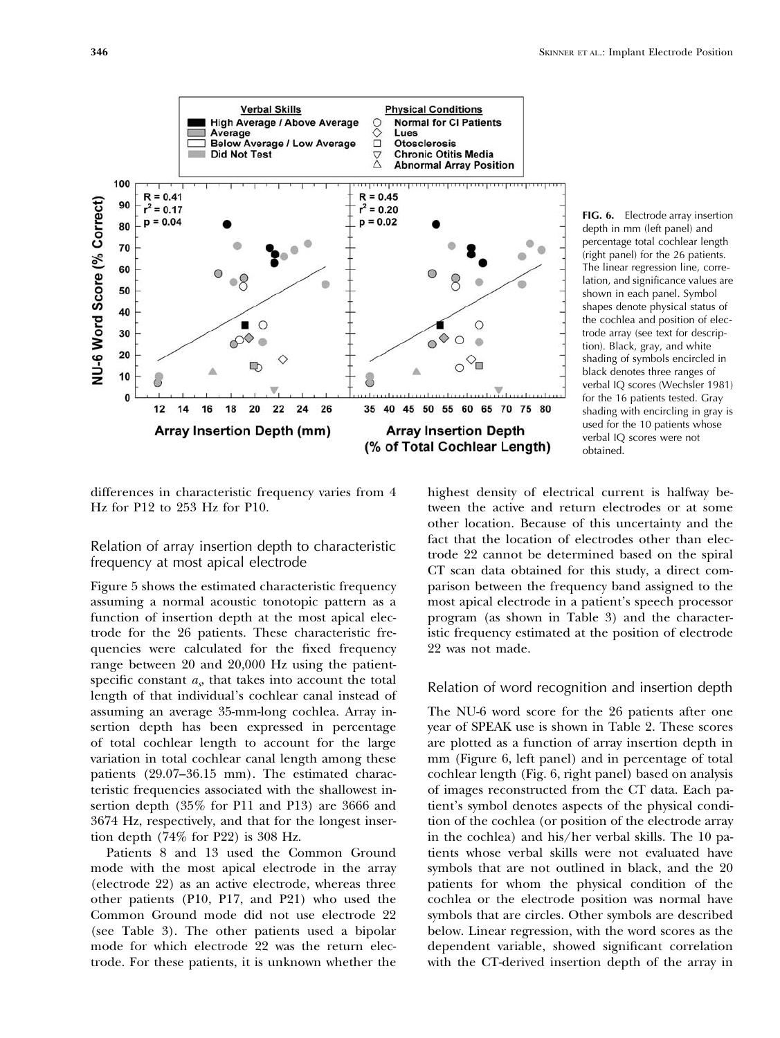FIG. 6. Electrode array insertion depth in mm (left panel) and percentage total cochlear length (right panel) for the 26 patients. The linear regression line, correlation, and significance values are shown in each panel. Symbol shapes denote physical status of the cochlea and position of electrode array (see text for description). Black, gray, and white shading of symbols encircled in black denotes three ranges of verbal IQ scores (Wechsler 1981) for the 16 patients tested. Gray shading with encircling in gray is used for the 10 patients whose verbal IQ scores were not obtained.

differences in characteristic frequency varies from 4 Hz for P12 to 253 Hz for P10.

### Relation of array insertion depth to characteristic frequency at most apical electrode

Figure 5 shows the estimated characteristic frequency assuming a normal acoustic tonotopic pattern as a function of insertion depth at the most apical electrode for the 26 patients. These characteristic frequencies were calculated for the fixed frequency range between 20 and 20,000 Hz using the patient-specific constant $a_s$, that takes into account the total length of that individual's cochlear canal instead of assuming an average 35-mm-long cochlea. Array insertion depth has been expressed in percentage of total cochlear length to account for the large variation in total cochlear canal length among these patients (29.07–36.15 mm). The estimated characteristic frequencies associated with the shallowest insertion depth (35% for P11 and P13) are 3666 and 3674 Hz, respectively, and that for the longest insertion depth (74% for P22) is 308 Hz.

Patients 8 and 13 used the Common Ground mode with the most apical electrode in the array (electrode 22) as an active electrode, whereas three other patients (P10, P17, and P21) who used the Common Ground mode did not use electrode 22 (see Table 3). The other patients used a bipolar mode for which electrode 22 was the return electrode. For these patients, it is unknown whether the highest density of electrical current is halfway between the active and return electrodes or at some other location. Because of this uncertainty and the fact that the location of electrodes other than electrode 22 cannot be determined based on the spiral CT scan data obtained for this study, a direct comparison between the frequency band assigned to the most apical electrode in a patient's speech processor program (as shown in Table 3) and the characteristic frequency estimated at the position of electrode 22 was not made.

### Relation of word recognition and insertion depth

The NU-6 word score for the 26 patients after one year of SPEAK use is shown in Table 2. These scores are plotted as a function of array insertion depth in mm (Figure 6, left panel) and in percentage of total cochlear length (Fig. 6, right panel) based on analysis of images reconstructed from the CT data. Each patient's symbol denotes aspects of the physical condition of the cochlea (or position of the electrode array in the cochlea) and his/her verbal skills. The 10 patients whose verbal skills were not evaluated have symbols that are not outlined in black, and the 20 patients for whom the physical condition of the cochlea or the electrode position was normal have symbols that are circles. Other symbols are described below. Linear regression, with the word scores as the dependent variable, showed significant correlation with the CT-derived insertion depth of the array in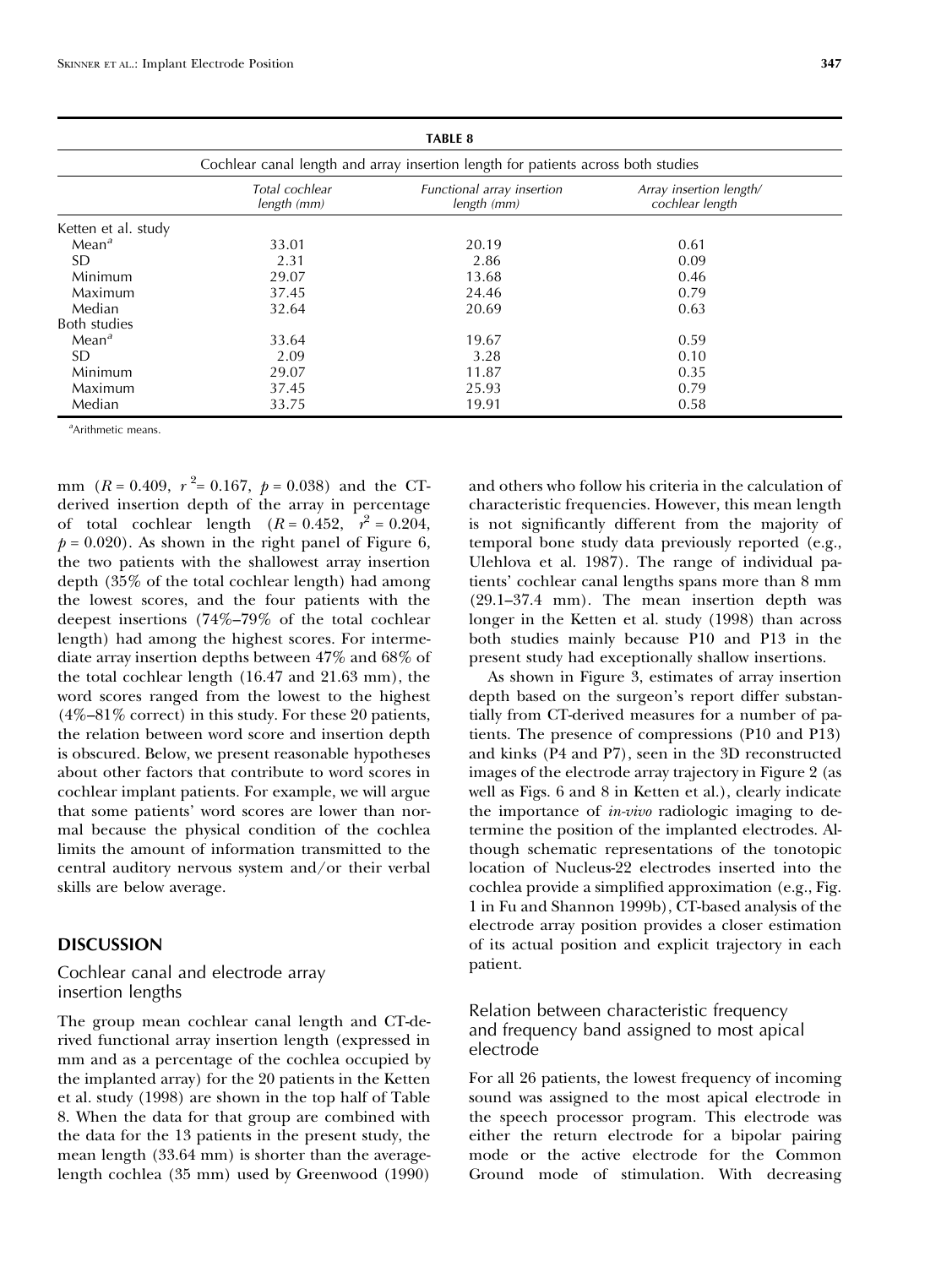**TABLE 8**

Cochlear canal length and array insertion length for patients across both studies

| | Total cochlear length (mm) | Functional array insertion length (mm) | Array insertion length/ cochlear length |
|---|---|---|---|
| Ketten et al. study | | | |
| Mean[a] | 33.01 | 20.19 | 0.61 |
| SD | 2.31 | 2.86 | 0.09 |
| Minimum | 29.07 | 13.68 | 0.46 |
| Maximum | 37.45 | 24.46 | 0.79 |
| Median | 32.64 | 20.69 | 0.63 |
| Both studies | | | |
| Mean[a] | 33.64 | 19.67 | 0.59 |
| SD | 2.09 | 3.28 | 0.10 |
| Minimum | 29.07 | 11.87 | 0.35 |
| Maximum | 37.45 | 25.93 | 0.79 |
| Median | 33.75 | 19.91 | 0.58 |

[a]Arithmetic means.

mm ($R = 0.409$, $r^2 = 0.167$, $p = 0.038$) and the CT-derived insertion depth of the array in percentage of total cochlear length ($R = 0.452$, $r^2 = 0.204$, $p = 0.020$). As shown in the right panel of Figure 6, the two patients with the shallowest array insertion depth (35% of the total cochlear length) had among the lowest scores, and the four patients with the deepest insertions (74%–79% of the total cochlear length) had among the highest scores. For intermediate array insertion depths between 47% and 68% of the total cochlear length (16.47 and 21.63 mm), the word scores ranged from the lowest to the highest (4%–81% correct) in this study. For these 20 patients, the relation between word score and insertion depth is obscured. Below, we present reasonable hypotheses about other factors that contribute to word scores in cochlear implant patients. For example, we will argue that some patients' word scores are lower than normal because the physical condition of the cochlea limits the amount of information transmitted to the central auditory nervous system and/or their verbal skills are below average.

## DISCUSSION

### Cochlear canal and electrode array insertion lengths

The group mean cochlear canal length and CT-derived functional array insertion length (expressed in mm and as a percentage of the cochlea occupied by the implanted array) for the 20 patients in the Ketten et al. study (1998) are shown in the top half of Table 8. When the data for that group are combined with the data for the 13 patients in the present study, the mean length (33.64 mm) is shorter than the average-length cochlea (35 mm) used by Greenwood (1990) and others who follow his criteria in the calculation of characteristic frequencies. However, this mean length is not significantly different from the majority of temporal bone study data previously reported (e.g., Ulehlova et al. 1987). The range of individual patients' cochlear canal lengths spans more than 8 mm (29.1–37.4 mm). The mean insertion depth was longer in the Ketten et al. study (1998) than across both studies mainly because P10 and P13 in the present study had exceptionally shallow insertions.

As shown in Figure 3, estimates of array insertion depth based on the surgeon's report differ substantially from CT-derived measures for a number of patients. The presence of compressions (P10 and P13) and kinks (P4 and P7), seen in the 3D reconstructed images of the electrode array trajectory in Figure 2 (as well as Figs. 6 and 8 in Ketten et al.), clearly indicate the importance of *in-vivo* radiologic imaging to determine the position of the implanted electrodes. Although schematic representations of the tonotopic location of Nucleus-22 electrodes inserted into the cochlea provide a simplified approximation (e.g., Fig. 1 in Fu and Shannon 1999b), CT-based analysis of the electrode array position provides a closer estimation of its actual position and explicit trajectory in each patient.

### Relation between characteristic frequency and frequency band assigned to most apical electrode

For all 26 patients, the lowest frequency of incoming sound was assigned to the most apical electrode in the speech processor program. This electrode was either the return electrode for a bipolar pairing mode or the active electrode for the Common Ground mode of stimulation. With decreasing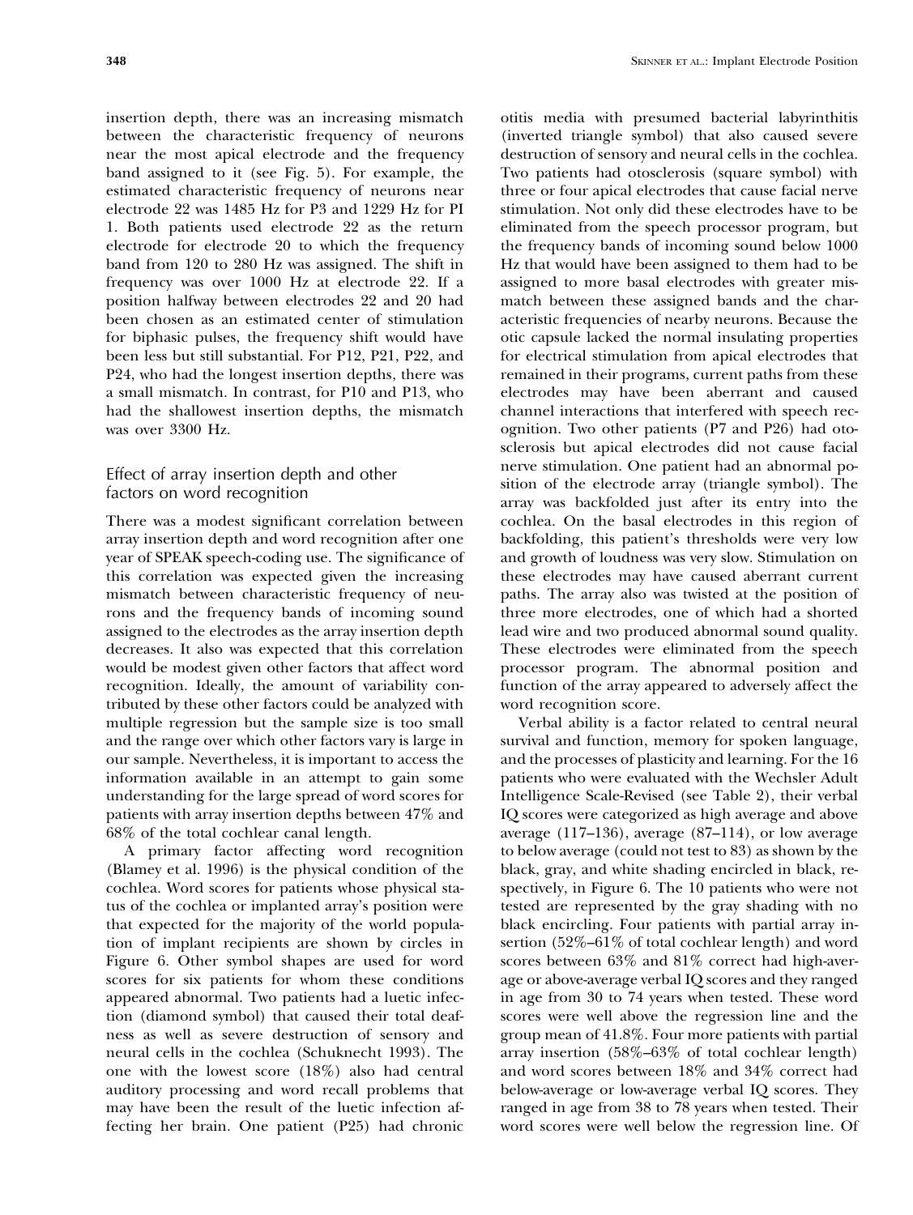insertion depth, there was an increasing mismatch between the characteristic frequency of neurons near the most apical electrode and the frequency band assigned to it (see Fig. 5). For example, the estimated characteristic frequency of neurons near electrode 22 was 1485 Hz for P3 and 1229 Hz for PI 1. Both patients used electrode 22 as the return electrode for electrode 20 to which the frequency band from 120 to 280 Hz was assigned. The shift in frequency was over 1000 Hz at electrode 22. If a position halfway between electrodes 22 and 20 had been chosen as an estimated center of stimulation for biphasic pulses, the frequency shift would have been less but still substantial. For P12, P21, P22, and P24, who had the longest insertion depths, there was a small mismatch. In contrast, for P10 and P13, who had the shallowest insertion depths, the mismatch was over 3300 Hz.

## Effect of array insertion depth and other factors on word recognition

There was a modest significant correlation between array insertion depth and word recognition after one year of SPEAK speech-coding use. The significance of this correlation was expected given the increasing mismatch between characteristic frequency of neurons and the frequency bands of incoming sound assigned to the electrodes as the array insertion depth decreases. It also was expected that this correlation would be modest given other factors that affect word recognition. Ideally, the amount of variability contributed by these other factors could be analyzed with multiple regression but the sample size is too small and the range over which other factors vary is large in our sample. Nevertheless, it is important to access the information available in an attempt to gain some understanding for the large spread of word scores for patients with array insertion depths between 47% and 68% of the total cochlear canal length.

A primary factor affecting word recognition (Blamey et al. 1996) is the physical condition of the cochlea. Word scores for patients whose physical status of the cochlea or implanted array's position were that expected for the majority of the world population of implant recipients are shown by circles in Figure 6. Other symbol shapes are used for word scores for six patients for whom these conditions appeared abnormal. Two patients had a luetic infection (diamond symbol) that caused their total deafness as well as severe destruction of sensory and neural cells in the cochlea (Schuknecht 1993). The one with the lowest score (18%) also had central auditory processing and word recall problems that may have been the result of the luetic infection affecting her brain. One patient (P25) had chronic otitis media with presumed bacterial labyrinthitis (inverted triangle symbol) that also caused severe destruction of sensory and neural cells in the cochlea. Two patients had otosclerosis (square symbol) with three or four apical electrodes that cause facial nerve stimulation. Not only did these electrodes have to be eliminated from the speech processor program, but the frequency bands of incoming sound below 1000 Hz that would have been assigned to them had to be assigned to more basal electrodes with greater mismatch between these assigned bands and the characteristic frequencies of nearby neurons. Because the otic capsule lacked the normal insulating properties for electrical stimulation from apical electrodes that remained in their programs, current paths from these electrodes may have been aberrant and caused channel interactions that interfered with speech recognition. Two other patients (P7 and P26) had otosclerosis but apical electrodes did not cause facial nerve stimulation. One patient had an abnormal position of the electrode array (triangle symbol). The array was backfolded just after its entry into the cochlea. On the basal electrodes in this region of backfolding, this patient's thresholds were very low and growth of loudness was very slow. Stimulation on these electrodes may have caused aberrant current paths. The array also was twisted at the position of three more electrodes, one of which had a shorted lead wire and two produced abnormal sound quality. These electrodes were eliminated from the speech processor program. The abnormal position and function of the array appeared to adversely affect the word recognition score.

Verbal ability is a factor related to central neural survival and function, memory for spoken language, and the processes of plasticity and learning. For the 16 patients who were evaluated with the Wechsler Adult Intelligence Scale-Revised (see Table 2), their verbal IQ scores were categorized as high average and above average (117–136), average (87–114), or low average to below average (could not test to 83) as shown by the black, gray, and white shading encircled in black, respectively, in Figure 6. The 10 patients who were not tested are represented by the gray shading with no black encircling. Four patients with partial array insertion (52%–61% of total cochlear length) and word scores between 63% and 81% correct had high-average or above-average verbal IQ scores and they ranged in age from 30 to 74 years when tested. These word scores were well above the regression line and the group mean of 41.8%. Four more patients with partial array insertion (58%–63% of total cochlear length) and word scores between 18% and 34% correct had below-average or low-average verbal IQ scores. They ranged in age from 38 to 78 years when tested. Their word scores were well below the regression line. Of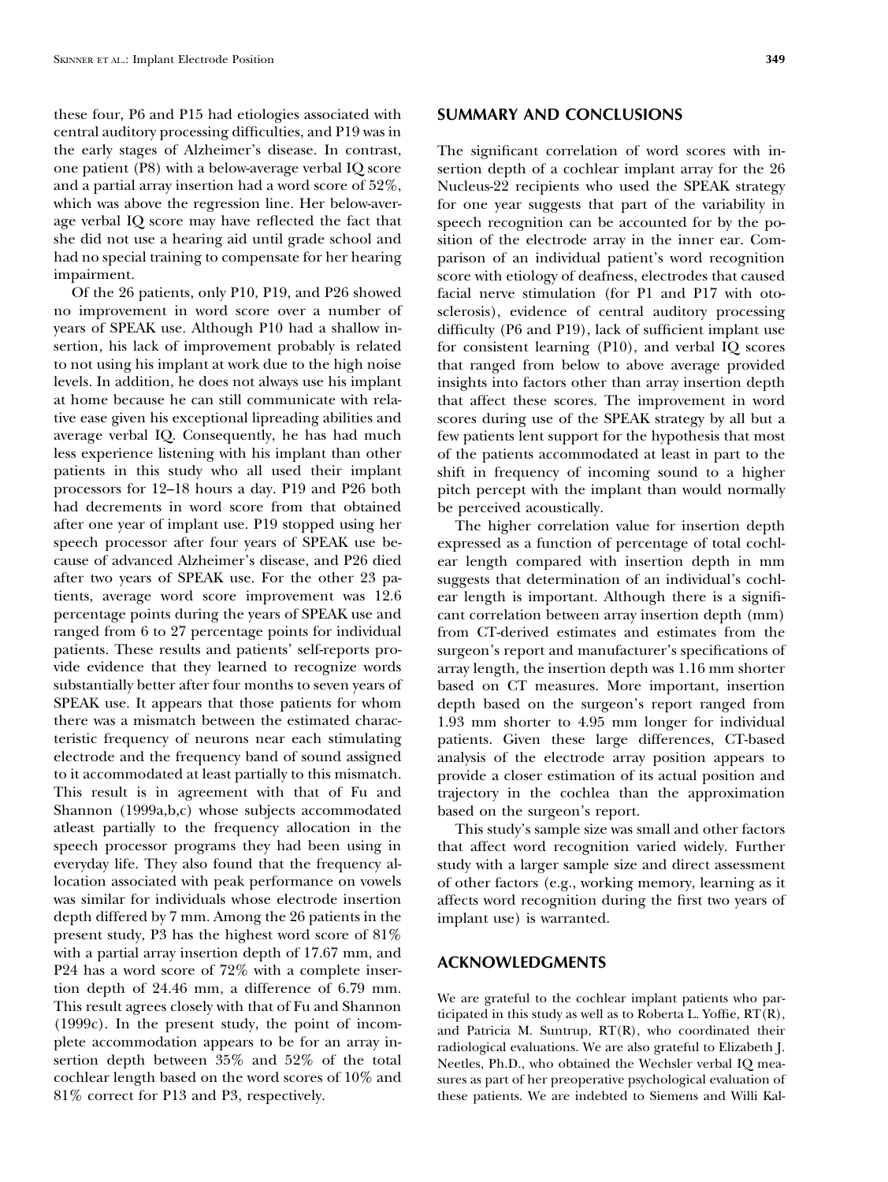these four, P6 and P15 had etiologies associated with central auditory processing difficulties, and P19 was in the early stages of Alzheimer's disease. In contrast, one patient (P8) with a below-average verbal IQ score and a partial array insertion had a word score of 52%, which was above the regression line. Her below-average verbal IQ score may have reflected the fact that she did not use a hearing aid until grade school and had no special training to compensate for her hearing impairment.

Of the 26 patients, only P10, P19, and P26 showed no improvement in word score over a number of years of SPEAK use. Although P10 had a shallow insertion, his lack of improvement probably is related to not using his implant at work due to the high noise levels. In addition, he does not always use his implant at home because he can still communicate with relative ease given his exceptional lipreading abilities and average verbal IQ. Consequently, he has had much less experience listening with his implant than other patients in this study who all used their implant processors for 12–18 hours a day. P19 and P26 both had decrements in word score from that obtained after one year of implant use. P19 stopped using her speech processor after four years of SPEAK use because of advanced Alzheimer's disease, and P26 died after two years of SPEAK use. For the other 23 patients, average word score improvement was 12.6 percentage points during the years of SPEAK use and ranged from 6 to 27 percentage points for individual patients. These results and patients' self-reports provide evidence that they learned to recognize words substantially better after four months to seven years of SPEAK use. It appears that those patients for whom there was a mismatch between the estimated characteristic frequency of neurons near each stimulating electrode and the frequency band of sound assigned to it accommodated at least partially to this mismatch. This result is in agreement with that of Fu and Shannon (1999a,b,c) whose subjects accommodated atleast partially to the frequency allocation in the speech processor programs they had been using in everyday life. They also found that the frequency allocation associated with peak performance on vowels was similar for individuals whose electrode insertion depth differed by 7 mm. Among the 26 patients in the present study, P3 has the highest word score of 81% with a partial array insertion depth of 17.67 mm, and P24 has a word score of 72% with a complete insertion depth of 24.46 mm, a difference of 6.79 mm. This result agrees closely with that of Fu and Shannon (1999c). In the present study, the point of incomplete accommodation appears to be for an array insertion depth between 35% and 52% of the total cochlear length based on the word scores of 10% and 81% correct for P13 and P3, respectively.

## SUMMARY AND CONCLUSIONS

The significant correlation of word scores with insertion depth of a cochlear implant array for the 26 Nucleus-22 recipients who used the SPEAK strategy for one year suggests that part of the variability in speech recognition can be accounted for by the position of the electrode array in the inner ear. Comparison of an individual patient's word recognition score with etiology of deafness, electrodes that caused facial nerve stimulation (for P1 and P17 with otosclerosis), evidence of central auditory processing difficulty (P6 and P19), lack of sufficient implant use for consistent learning (P10), and verbal IQ scores that ranged from below to above average provided insights into factors other than array insertion depth that affect these scores. The improvement in word scores during use of the SPEAK strategy by all but a few patients lent support for the hypothesis that most of the patients accommodated at least in part to the shift in frequency of incoming sound to a higher pitch percept with the implant than would normally be perceived acoustically.

The higher correlation value for insertion depth expressed as a function of percentage of total cochlear length compared with insertion depth in mm suggests that determination of an individual's cochlear length is important. Although there is a significant correlation between array insertion depth (mm) from CT-derived estimates and estimates from the surgeon's report and manufacturer's specifications of array length, the insertion depth was 1.16 mm shorter based on CT measures. More important, insertion depth based on the surgeon's report ranged from 1.93 mm shorter to 4.95 mm longer for individual patients. Given these large differences, CT-based analysis of the electrode array position appears to provide a closer estimation of its actual position and trajectory in the cochlea than the approximation based on the surgeon's report.

This study's sample size was small and other factors that affect word recognition varied widely. Further study with a larger sample size and direct assessment of other factors (e.g., working memory, learning as it affects word recognition during the first two years of implant use) is warranted.

## ACKNOWLEDGMENTS

We are grateful to the cochlear implant patients who participated in this study as well as to Roberta L. Yoffie, RT(R), and Patricia M. Suntrup, RT(R), who coordinated their radiological evaluations. We are also grateful to Elizabeth J. Neetles, Ph.D., who obtained the Wechsler verbal IQ measures as part of her preoperative psychological evaluation of these patients. We are indebted to Siemens and Willi Kal-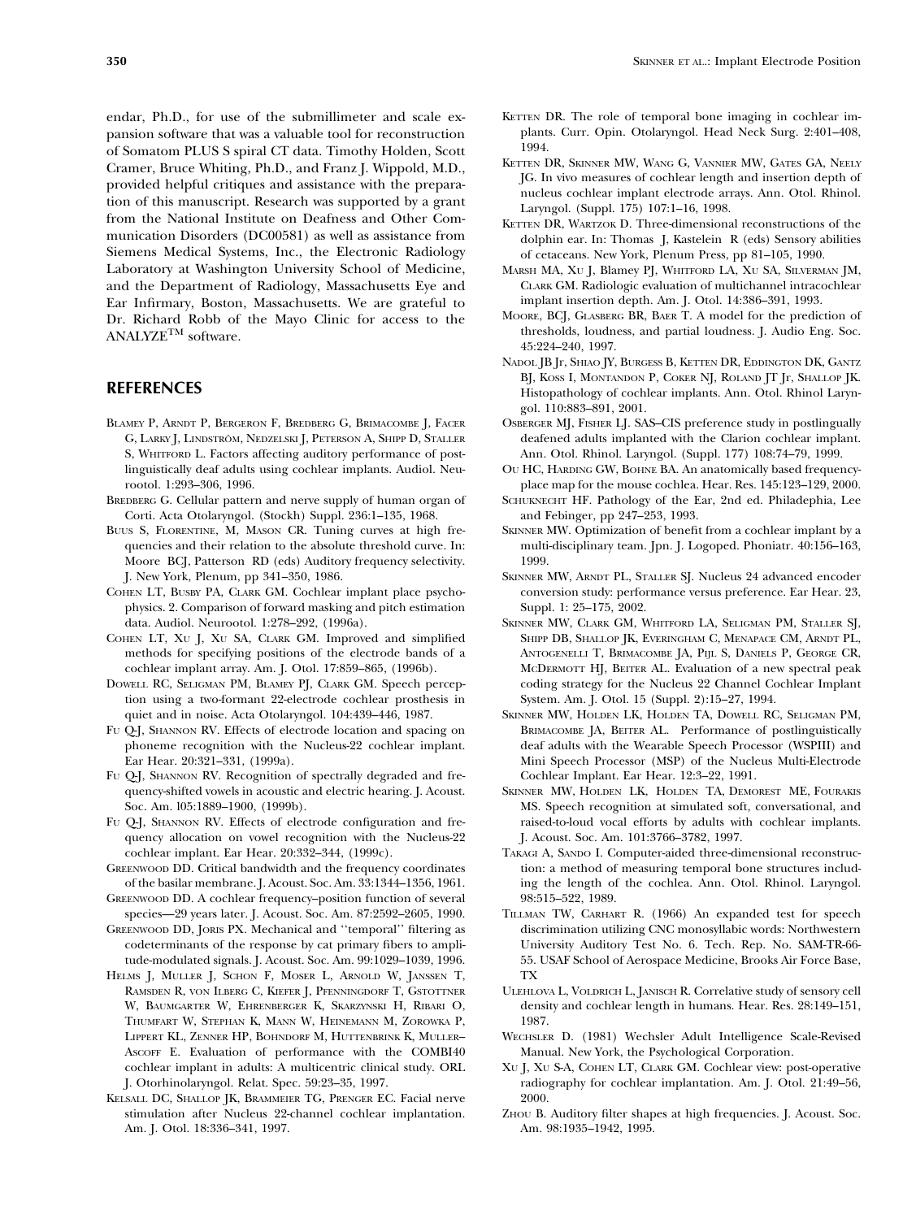endar, Ph.D., for use of the submillimeter and scale expansion software that was a valuable tool for reconstruction of Somatom PLUS S spiral CT data. Timothy Holden, Scott Cramer, Bruce Whiting, Ph.D., and Franz J. Wippold, M.D., provided helpful critiques and assistance with the preparation of this manuscript. Research was supported by a grant from the National Institute on Deafness and Other Communication Disorders (DC00581) as well as assistance from Siemens Medical Systems, Inc., the Electronic Radiology Laboratory at Washington University School of Medicine, and the Department of Radiology, Massachusetts Eye and Ear Infirmary, Boston, Massachusetts. We are grateful to Dr. Richard Robb of the Mayo Clinic for access to the ANALYZE™ software.

## REFERENCES

Blamey P, Arndt P, Bergeron F, Bredberg G, Brimacombe J, Facer G, Larky J, Lindström, Nedzelski J, Peterson A, Shipp D, Staller S, Whitford L. Factors affecting auditory performance of postlinguistically deaf adults using cochlear implants. Audiol. Neurootol. 1:293–306, 1996.

Bredberg G. Cellular pattern and nerve supply of human organ of Corti. Acta Otolaryngol. (Stockh) Suppl. 236:1–135, 1968.

Buus S, Florentine, M, Mason CR. Tuning curves at high frequencies and their relation to the absolute threshold curve. In: Moore BCJ, Patterson RD (eds) Auditory frequency selectivity. J. New York, Plenum, pp 341–350, 1986.

Cohen LT, Busby PA, Clark GM. Cochlear implant place psychophysics. 2. Comparison of forward masking and pitch estimation data. Audiol. Neurootol. 1:278–292, (1996a).

Cohen LT, Xu J, Xu SA, Clark GM. Improved and simplified methods for specifying positions of the electrode bands of a cochlear implant array. Am. J. Otol. 17:859–865, (1996b).

Dowell RC, Seligman PM, Blamey PJ, Clark GM. Speech perception using a two-formant 22-electrode cochlear prosthesis in quiet and in noise. Acta Otolaryngol. 104:439–446, 1987.

Fu Q-J, Shannon RV. Effects of electrode location and spacing on phoneme recognition with the Nucleus-22 cochlear implant. Ear Hear. 20:321–331, (1999a).

Fu Q-J, Shannon RV. Recognition of spectrally degraded and frequency-shifted vowels in acoustic and electric hearing. J. Acoust. Soc. Am. l05:1889–1900, (1999b).

Fu Q-J, Shannon RV. Effects of electrode configuration and frequency allocation on vowel recognition with the Nucleus-22 cochlear implant. Ear Hear. 20:332–344, (1999c).

Greenwood DD. Critical bandwidth and the frequency coordinates of the basilar membrane. J. Acoust. Soc. Am. 33:1344–1356, 1961.

Greenwood DD. A cochlear frequency–position function of several species—29 years later. J. Acoust. Soc. Am. 87:2592–2605, 1990.

Greenwood DD, Joris PX. Mechanical and ''temporal'' filtering as codeterminants of the response by cat primary fibers to amplitude-modulated signals. J. Acoust. Soc. Am. 99:1029–1039, 1996.

Helms J, Muller J, Schon F, Moser L, Arnold W, Janssen T, Ramsden R, von Ilberg C, Kiefer J, Pfenningdorf T, Gstottner W, Baumgarter W, Ehrenberger K, Skarzynski H, Ribari O, Thumfart W, Stephan K, Mann W, Heinemann M, Zorowka P, Lippert KL, Zenner HP, Bohndorf M, Huttenbrink K, Muller–Ascoff E. Evaluation of performance with the COMBI40 cochlear implant in adults: A multicentric clinical study. ORL J. Otorhinolaryngol. Relat. Spec. 59:23–35, 1997.

Kelsall DC, Shallop JK, Brammeier TG, Prenger EC. Facial nerve stimulation after Nucleus 22-channel cochlear implantation. Am. J. Otol. 18:336–341, 1997.

Ketten DR. The role of temporal bone imaging in cochlear implants. Curr. Opin. Otolaryngol. Head Neck Surg. 2:401–408, 1994.

Ketten DR, Skinner MW, Wang G, Vannier MW, Gates GA, Neely JG. In vivo measures of cochlear length and insertion depth of nucleus cochlear implant electrode arrays. Ann. Otol. Rhinol. Laryngol. (Suppl. 175) 107:1–16, 1998.

Ketten DR, Wartzok D. Three-dimensional reconstructions of the dolphin ear. In: Thomas J, Kastelein R (eds) Sensory abilities of cetaceans. New York, Plenum Press, pp 81–105, 1990.

Marsh MA, Xu J, Blamey PJ, Whitford LA, Xu SA, Silverman JM, Clark GM. Radiologic evaluation of multichannel intracochlear implant insertion depth. Am. J. Otol. 14:386–391, 1993.

Moore, BCJ, Glasberg BR, Baer T. A model for the prediction of thresholds, loudness, and partial loudness. J. Audio Eng. Soc. 45:224–240, 1997.

Nadol JB Jr, Shiao JY, Burgess B, Ketten DR, Eddington DK, Gantz BJ, Koss I, Montandon P, Coker NJ, Roland JT Jr, Shallop JK. Histopathology of cochlear implants. Ann. Otol. Rhinol Laryngol. 110:883–891, 2001.

Osberger MJ, Fisher LJ. SAS–CIS preference study in postlingually deafened adults implanted with the Clarion cochlear implant. Ann. Otol. Rhinol. Laryngol. (Suppl. 177) 108:74–79, 1999.

Ou HC, Harding GW, Bohne BA. An anatomically based frequency-place map for the mouse cochlea. Hear. Res. 145:123–129, 2000.

Schuknecht HF. Pathology of the Ear, 2nd ed. Philadephia, Lee and Febinger, pp 247–253, 1993.

Skinner MW. Optimization of benefit from a cochlear implant by a multi-disciplinary team. Jpn. J. Logoped. Phoniatr. 40:156–163, 1999.

Skinner MW, Arndt PL, Staller SJ. Nucleus 24 advanced encoder conversion study: performance versus preference. Ear Hear. 23, Suppl. 1: 25–175, 2002.

Skinner MW, Clark GM, Whitford LA, Seligman PM, Staller SJ, Shipp DB, Shallop JK, Everingham C, Menapace CM, Arndt PL, Antogenelli T, Brimacombe JA, Pijl S, Daniels P, George CR, McDermott HJ, Beiter AL. Evaluation of a new spectral peak coding strategy for the Nucleus 22 Channel Cochlear Implant System. Am. J. Otol. 15 (Suppl. 2):15–27, 1994.

Skinner MW, Holden LK, Holden TA, Dowell RC, Seligman PM, Brimacombe JA, Beiter AL. Performance of postlinguistically deaf adults with the Wearable Speech Processor (WSPIII) and Mini Speech Processor (MSP) of the Nucleus Multi-Electrode Cochlear Implant. Ear Hear. 12:3–22, 1991.

Skinner MW, Holden LK, Holden TA, Demorest ME, Fourakis MS. Speech recognition at simulated soft, conversational, and raised-to-loud vocal efforts by adults with cochlear implants. J. Acoust. Soc. Am. 101:3766–3782, 1997.

Takagi A, Sando I. Computer-aided three-dimensional reconstruction: a method of measuring temporal bone structures including the length of the cochlea. Ann. Otol. Rhinol. Laryngol. 98:515–522, 1989.

Tillman TW, Carhart R. (1966) An expanded test for speech discrimination utilizing CNC monosyllabic words: Northwestern University Auditory Test No. 6. Tech. Rep. No. SAM-TR-66-55. USAF School of Aerospace Medicine, Brooks Air Force Base, TX

Ulehlova L, Voldrich L, Janisch R. Correlative study of sensory cell density and cochlear length in humans. Hear. Res. 28:149–151, 1987.

Wechsler D. (1981) Wechsler Adult Intelligence Scale-Revised Manual. New York, the Psychological Corporation.

Xu J, Xu S-A, Cohen LT, Clark GM. Cochlear view: post-operative radiography for cochlear implantation. Am. J. Otol. 21:49–56, 2000.

Zhou B. Auditory filter shapes at high frequencies. J. Acoust. Soc. Am. 98:1935–1942, 1995.